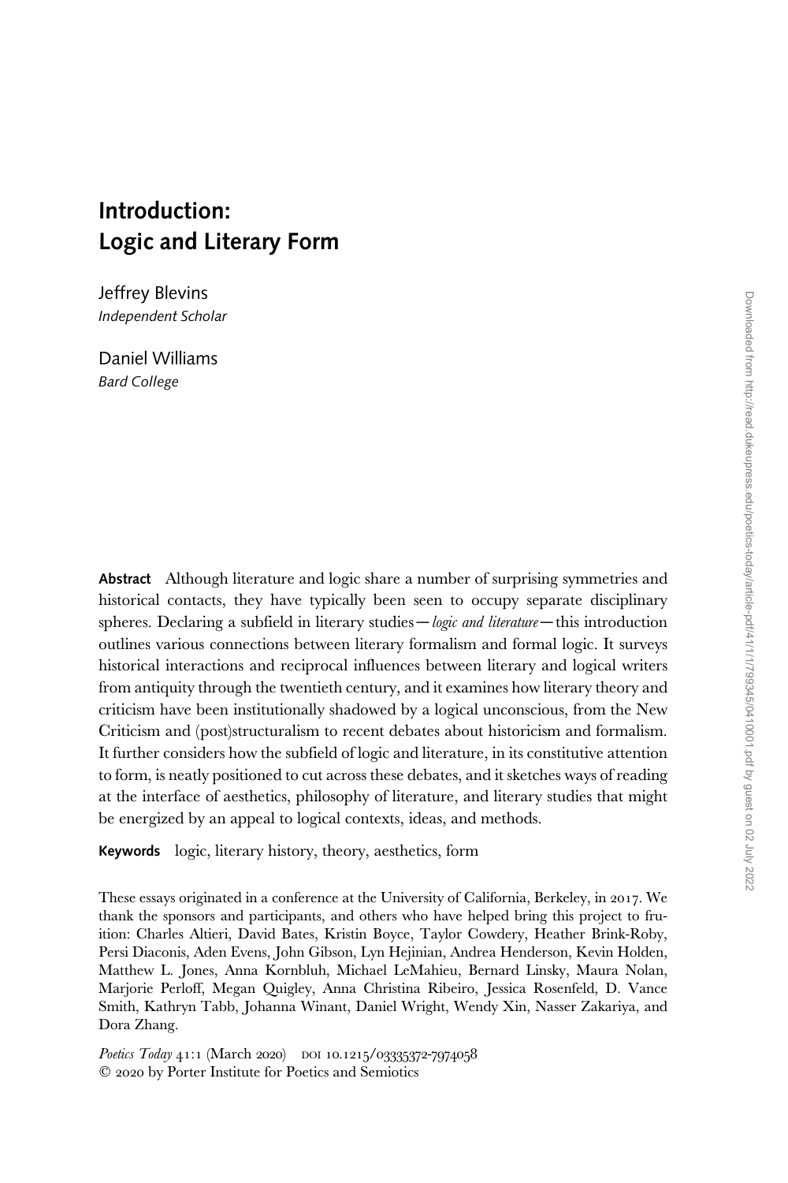# Introduction: Logic and Literary Form

Jeffrey Blevins
*Independent Scholar*

Daniel Williams
*Bard College*

**Abstract** Although literature and logic share a number of surprising symmetries and historical contacts, they have typically been seen to occupy separate disciplinary spheres. Declaring a subfield in literary studies—*logic and literature*—this introduction outlines various connections between literary formalism and formal logic. It surveys historical interactions and reciprocal influences between literary and logical writers from antiquity through the twentieth century, and it examines how literary theory and criticism have been institutionally shadowed by a logical unconscious, from the New Criticism and (post)structuralism to recent debates about historicism and formalism. It further considers how the subfield of logic and literature, in its constitutive attention to form, is neatly positioned to cut across these debates, and it sketches ways of reading at the interface of aesthetics, philosophy of literature, and literary studies that might be energized by an appeal to logical contexts, ideas, and methods.

**Keywords** logic, literary history, theory, aesthetics, form

These essays originated in a conference at the University of California, Berkeley, in 2017. We thank the sponsors and participants, and others who have helped bring this project to fruition: Charles Altieri, David Bates, Kristin Boyce, Taylor Cowdery, Heather Brink-Roby, Persi Diaconis, Aden Evens, John Gibson, Lyn Hejinian, Andrea Henderson, Kevin Holden, Matthew L. Jones, Anna Kornbluh, Michael LeMahieu, Bernard Linsky, Maura Nolan, Marjorie Perloff, Megan Quigley, Anna Christina Ribeiro, Jessica Rosenfeld, D. Vance Smith, Kathryn Tabb, Johanna Winant, Daniel Wright, Wendy Xin, Nasser Zakariya, and Dora Zhang.

*Poetics Today* 41:1 (March 2020) DOI 10.1215/03335372-7974058
© 2020 by Porter Institute for Poetics and Semiotics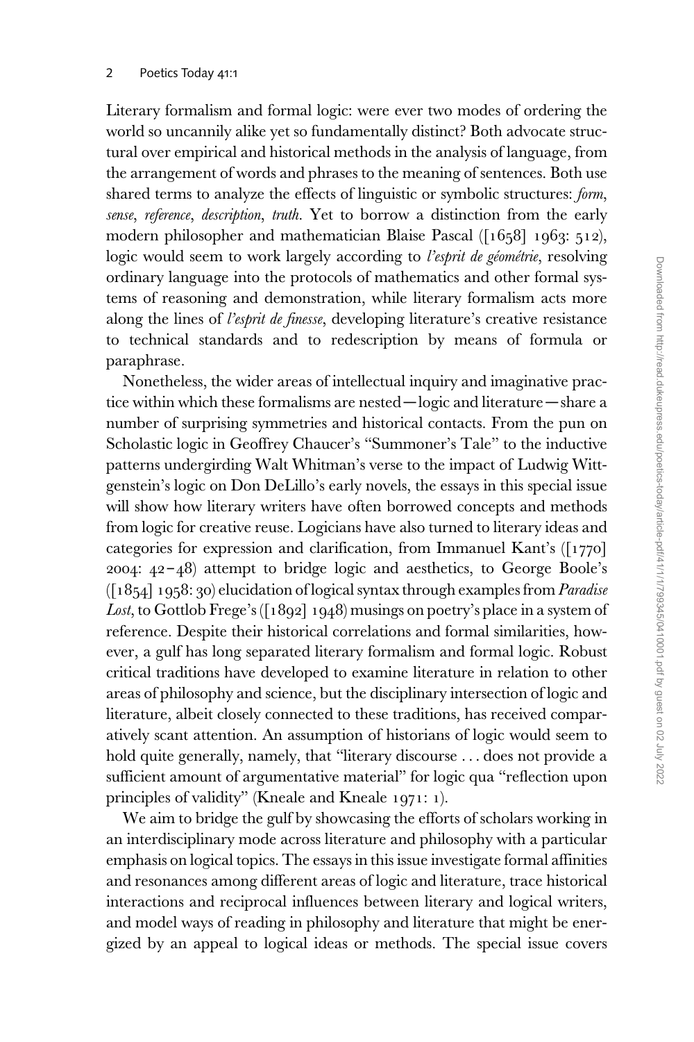Literary formalism and formal logic: were ever two modes of ordering the world so uncannily alike yet so fundamentally distinct? Both advocate structural over empirical and historical methods in the analysis of language, from the arrangement of words and phrases to the meaning of sentences. Both use shared terms to analyze the effects of linguistic or symbolic structures: *form*, *sense*, *reference*, *description*, *truth*. Yet to borrow a distinction from the early modern philosopher and mathematician Blaise Pascal ([1658] 1963: 512), logic would seem to work largely according to *l'esprit de géométrie*, resolving ordinary language into the protocols of mathematics and other formal systems of reasoning and demonstration, while literary formalism acts more along the lines of *l'esprit de finesse*, developing literature's creative resistance to technical standards and to redescription by means of formula or paraphrase.

Nonetheless, the wider areas of intellectual inquiry and imaginative practice within which these formalisms are nested—logic and literature—share a number of surprising symmetries and historical contacts. From the pun on Scholastic logic in Geoffrey Chaucer's "Summoner's Tale" to the inductive patterns undergirding Walt Whitman's verse to the impact of Ludwig Wittgenstein's logic on Don DeLillo's early novels, the essays in this special issue will show how literary writers have often borrowed concepts and methods from logic for creative reuse. Logicians have also turned to literary ideas and categories for expression and clarification, from Immanuel Kant's ([1770] 2004: 42–48) attempt to bridge logic and aesthetics, to George Boole's ([1854] 1958: 30) elucidation of logical syntax through examples from *Paradise Lost*, to Gottlob Frege's ([1892] 1948) musings on poetry's place in a system of reference. Despite their historical correlations and formal similarities, however, a gulf has long separated literary formalism and formal logic. Robust critical traditions have developed to examine literature in relation to other areas of philosophy and science, but the disciplinary intersection of logic and literature, albeit closely connected to these traditions, has received comparatively scant attention. An assumption of historians of logic would seem to hold quite generally, namely, that "literary discourse . . . does not provide a sufficient amount of argumentative material" for logic qua "reflection upon principles of validity" (Kneale and Kneale 1971: 1).

We aim to bridge the gulf by showcasing the efforts of scholars working in an interdisciplinary mode across literature and philosophy with a particular emphasis on logical topics. The essays in this issue investigate formal affinities and resonances among different areas of logic and literature, trace historical interactions and reciprocal influences between literary and logical writers, and model ways of reading in philosophy and literature that might be energized by an appeal to logical ideas or methods. The special issue covers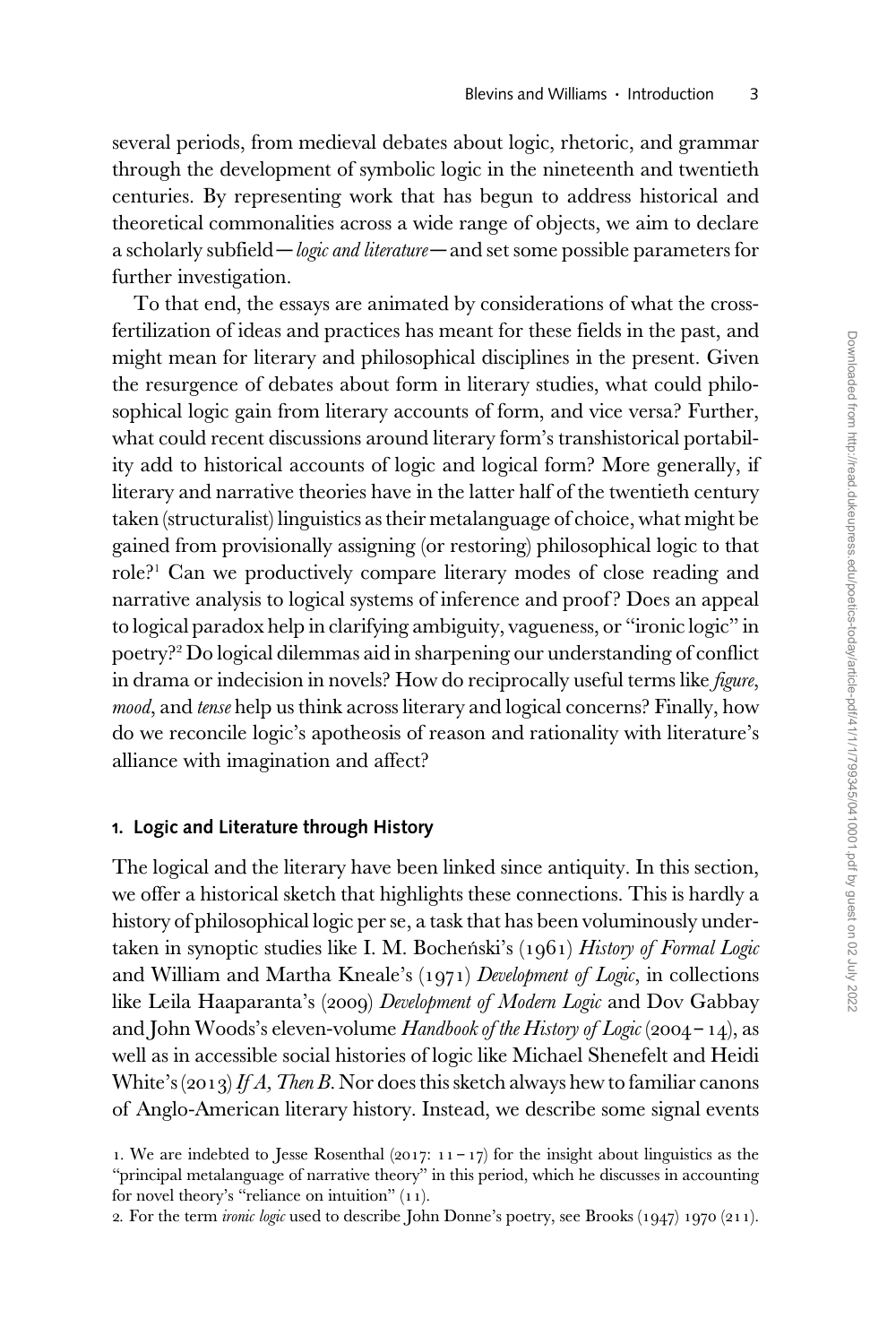several periods, from medieval debates about logic, rhetoric, and grammar through the development of symbolic logic in the nineteenth and twentieth centuries. By representing work that has begun to address historical and theoretical commonalities across a wide range of objects, we aim to declare a scholarly subfield—*logic and literature*—and set some possible parameters for further investigation.

To that end, the essays are animated by considerations of what the cross-fertilization of ideas and practices has meant for these fields in the past, and might mean for literary and philosophical disciplines in the present. Given the resurgence of debates about form in literary studies, what could philosophical logic gain from literary accounts of form, and vice versa? Further, what could recent discussions around literary form's transhistorical portability add to historical accounts of logic and logical form? More generally, if literary and narrative theories have in the latter half of the twentieth century taken (structuralist) linguistics as their metalanguage of choice, what might be gained from provisionally assigning (or restoring) philosophical logic to that role?[1] Can we productively compare literary modes of close reading and narrative analysis to logical systems of inference and proof? Does an appeal to logical paradox help in clarifying ambiguity, vagueness, or "ironic logic" in poetry?[2] Do logical dilemmas aid in sharpening our understanding of conflict in drama or indecision in novels? How do reciprocally useful terms like *figure*, *mood*, and *tense* help us think across literary and logical concerns? Finally, how do we reconcile logic's apotheosis of reason and rationality with literature's alliance with imagination and affect?

## 1. Logic and Literature through History

The logical and the literary have been linked since antiquity. In this section, we offer a historical sketch that highlights these connections. This is hardly a history of philosophical logic per se, a task that has been voluminously undertaken in synoptic studies like I. M. Bocheński's (1961) *History of Formal Logic* and William and Martha Kneale's (1971) *Development of Logic*, in collections like Leila Haaparanta's (2009) *Development of Modern Logic* and Dov Gabbay and John Woods's eleven-volume *Handbook of the History of Logic* (2004–14), as well as in accessible social histories of logic like Michael Shenefelt and Heidi White's (2013) *If A, Then B*. Nor does this sketch always hew to familiar canons of Anglo-American literary history. Instead, we describe some signal events

1. We are indebted to Jesse Rosenthal (2017: 11–17) for the insight about linguistics as the "principal metalanguage of narrative theory" in this period, which he discusses in accounting for novel theory's "reliance on intuition" (11).

2. For the term *ironic logic* used to describe John Donne's poetry, see Brooks (1947) 1970 (211).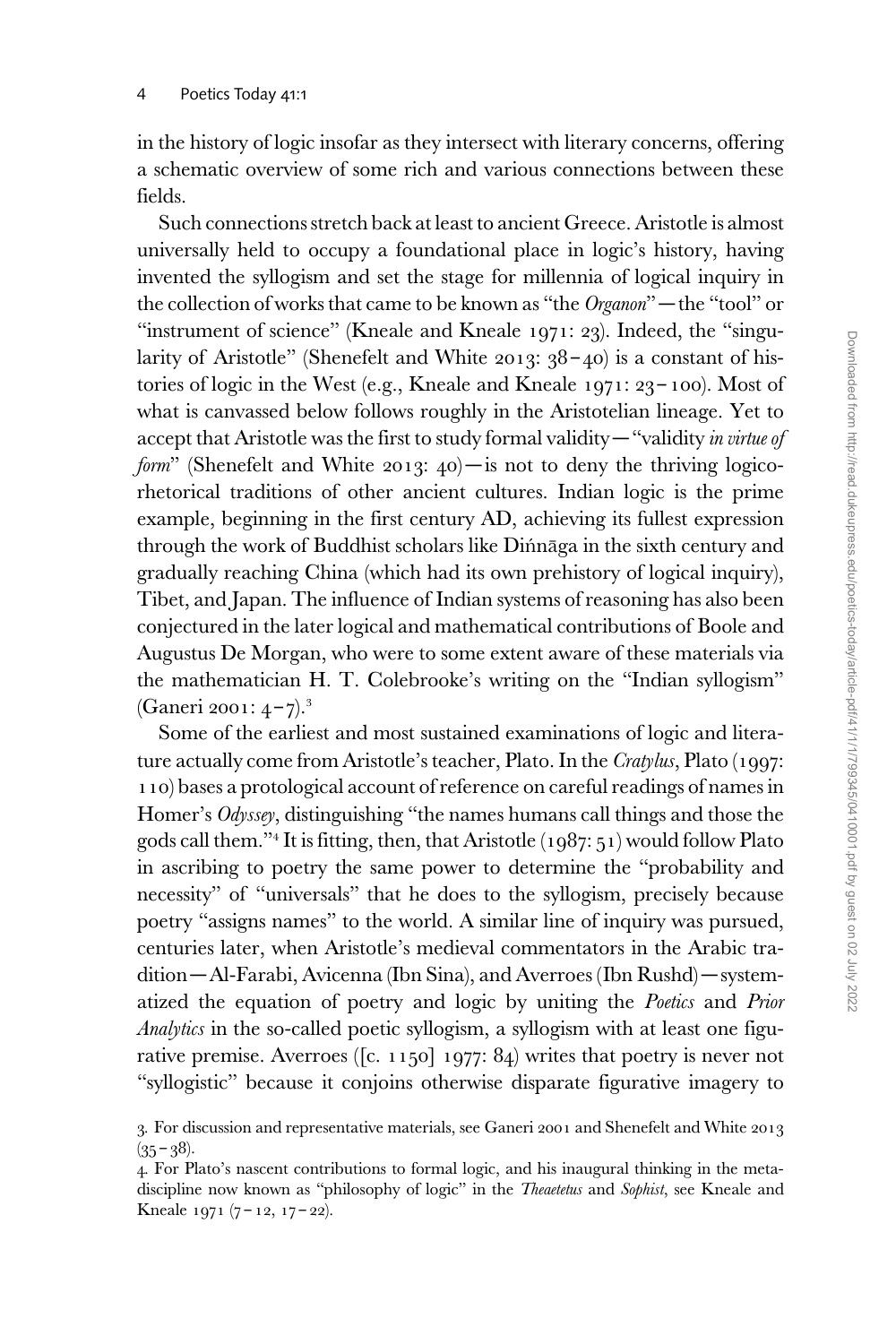in the history of logic insofar as they intersect with literary concerns, offering a schematic overview of some rich and various connections between these fields.

Such connections stretch back at least to ancient Greece. Aristotle is almost universally held to occupy a foundational place in logic's history, having invented the syllogism and set the stage for millennia of logical inquiry in the collection of works that came to be known as "the *Organon*"—the "tool" or "instrument of science" (Kneale and Kneale 1971: 23). Indeed, the "singularity of Aristotle" (Shenefelt and White 2013: 38–40) is a constant of histories of logic in the West (e.g., Kneale and Kneale 1971: 23–100). Most of what is canvassed below follows roughly in the Aristotelian lineage. Yet to accept that Aristotle was the first to study formal validity—"validity *in virtue of form*" (Shenefelt and White 2013: 40)—is not to deny the thriving logico-rhetorical traditions of other ancient cultures. Indian logic is the prime example, beginning in the first century AD, achieving its fullest expression through the work of Buddhist scholars like Diṅnāga in the sixth century and gradually reaching China (which had its own prehistory of logical inquiry), Tibet, and Japan. The influence of Indian systems of reasoning has also been conjectured in the later logical and mathematical contributions of Boole and Augustus De Morgan, who were to some extent aware of these materials via the mathematician H. T. Colebrooke's writing on the "Indian syllogism" (Ganeri 2001: 4–7).[3]

Some of the earliest and most sustained examinations of logic and literature actually come from Aristotle's teacher, Plato. In the *Cratylus*, Plato (1997: 110) bases a protological account of reference on careful readings of names in Homer's *Odyssey*, distinguishing "the names humans call things and those the gods call them."[4] It is fitting, then, that Aristotle (1987: 51) would follow Plato in ascribing to poetry the same power to determine the "probability and necessity" of "universals" that he does to the syllogism, precisely because poetry "assigns names" to the world. A similar line of inquiry was pursued, centuries later, when Aristotle's medieval commentators in the Arabic tradition—Al-Farabi, Avicenna (Ibn Sina), and Averroes (Ibn Rushd)—systematized the equation of poetry and logic by uniting the *Poetics* and *Prior Analytics* in the so-called poetic syllogism, a syllogism with at least one figurative premise. Averroes ([c. 1150] 1977: 84) writes that poetry is never not "syllogistic" because it conjoins otherwise disparate figurative imagery to

3. For discussion and representative materials, see Ganeri 2001 and Shenefelt and White 2013 (35–38).

4. For Plato's nascent contributions to formal logic, and his inaugural thinking in the meta-discipline now known as "philosophy of logic" in the *Theaetetus* and *Sophist*, see Kneale and Kneale 1971 (7–12, 17–22).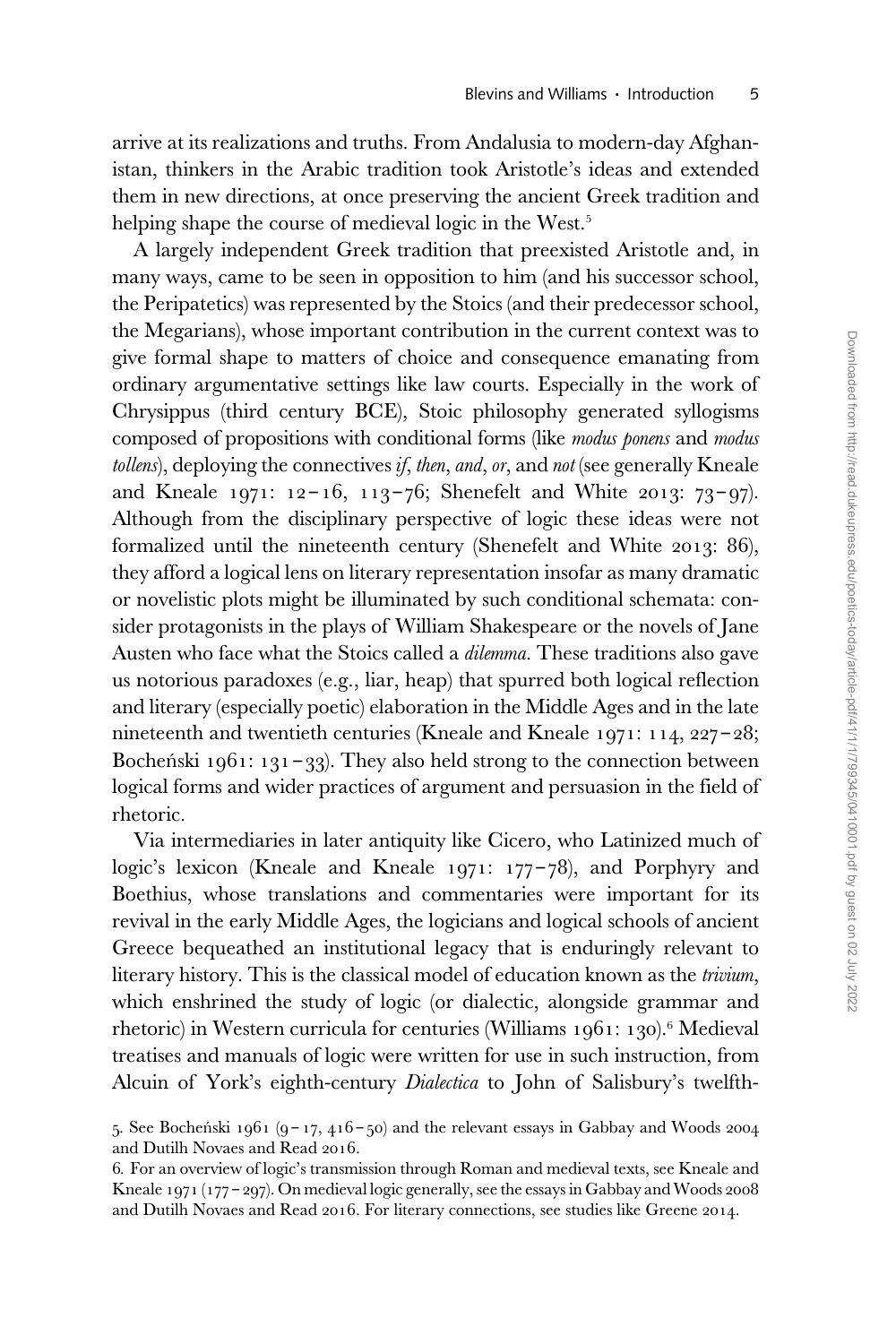arrive at its realizations and truths. From Andalusia to modern-day Afghanistan, thinkers in the Arabic tradition took Aristotle's ideas and extended them in new directions, at once preserving the ancient Greek tradition and helping shape the course of medieval logic in the West.[5]

A largely independent Greek tradition that preexisted Aristotle and, in many ways, came to be seen in opposition to him (and his successor school, the Peripatetics) was represented by the Stoics (and their predecessor school, the Megarians), whose important contribution in the current context was to give formal shape to matters of choice and consequence emanating from ordinary argumentative settings like law courts. Especially in the work of Chrysippus (third century BCE), Stoic philosophy generated syllogisms composed of propositions with conditional forms (like *modus ponens* and *modus tollens*), deploying the connectives *if*, *then*, *and*, *or*, and *not* (see generally Kneale and Kneale 1971: 12–16, 113–76; Shenefelt and White 2013: 73–97). Although from the disciplinary perspective of logic these ideas were not formalized until the nineteenth century (Shenefelt and White 2013: 86), they afford a logical lens on literary representation insofar as many dramatic or novelistic plots might be illuminated by such conditional schemata: consider protagonists in the plays of William Shakespeare or the novels of Jane Austen who face what the Stoics called a *dilemma*. These traditions also gave us notorious paradoxes (e.g., liar, heap) that spurred both logical reflection and literary (especially poetic) elaboration in the Middle Ages and in the late nineteenth and twentieth centuries (Kneale and Kneale 1971: 114, 227–28; Bocheński 1961: 131–33). They also held strong to the connection between logical forms and wider practices of argument and persuasion in the field of rhetoric.

Via intermediaries in later antiquity like Cicero, who Latinized much of logic's lexicon (Kneale and Kneale 1971: 177–78), and Porphyry and Boethius, whose translations and commentaries were important for its revival in the early Middle Ages, the logicians and logical schools of ancient Greece bequeathed an institutional legacy that is enduringly relevant to literary history. This is the classical model of education known as the *trivium*, which enshrined the study of logic (or dialectic, alongside grammar and rhetoric) in Western curricula for centuries (Williams 1961: 130).[6] Medieval treatises and manuals of logic were written for use in such instruction, from Alcuin of York's eighth-century *Dialectica* to John of Salisbury's twelfth-

5. See Bocheński 1961 (9–17, 416–50) and the relevant essays in Gabbay and Woods 2004 and Dutilh Novaes and Read 2016.

6. For an overview of logic's transmission through Roman and medieval texts, see Kneale and Kneale 1971 (177–297). On medieval logic generally, see the essays in Gabbay and Woods 2008 and Dutilh Novaes and Read 2016. For literary connections, see studies like Greene 2014.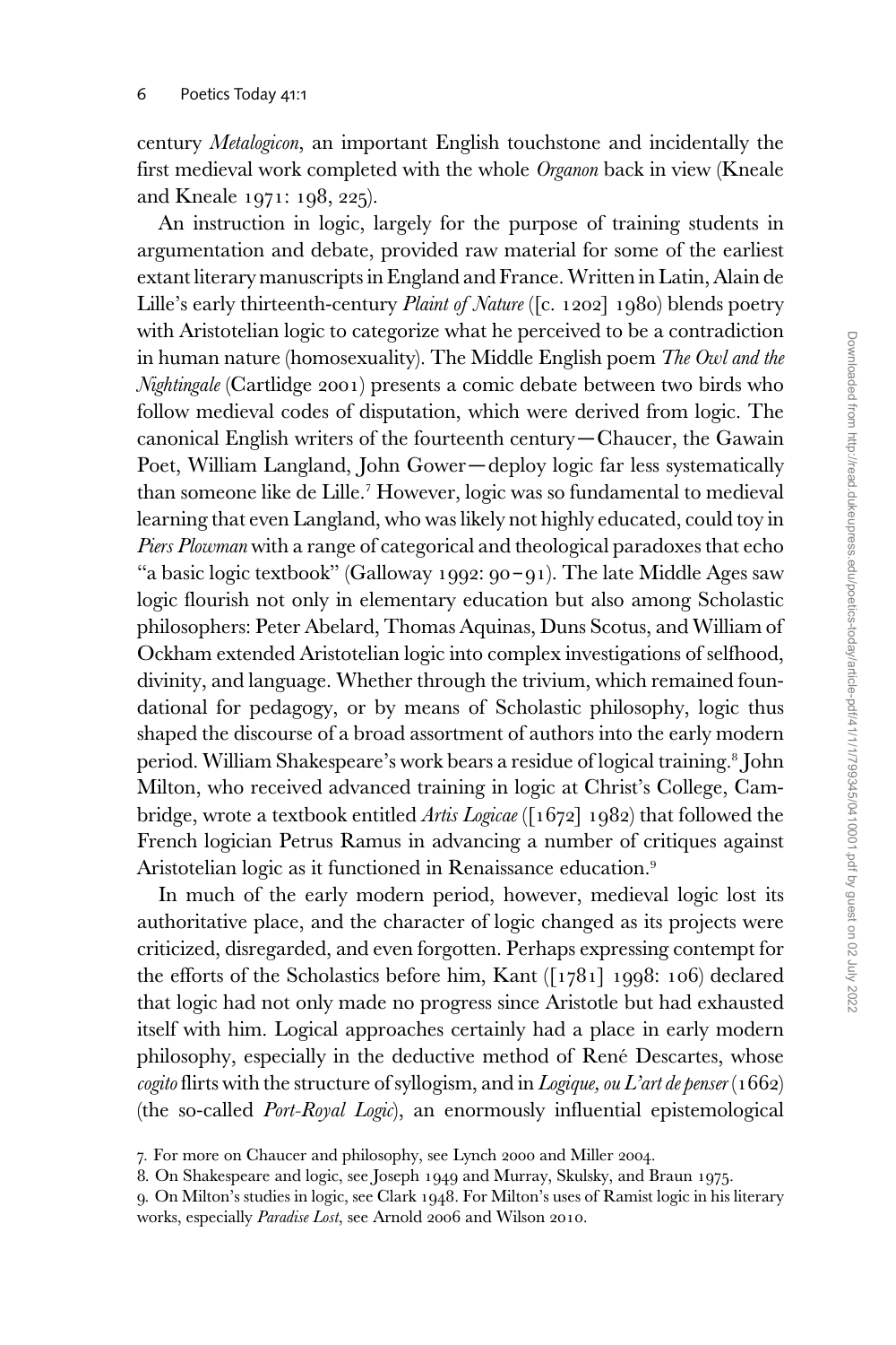century *Metalogicon*, an important English touchstone and incidentally the first medieval work completed with the whole *Organon* back in view (Kneale and Kneale 1971: 198, 225).

An instruction in logic, largely for the purpose of training students in argumentation and debate, provided raw material for some of the earliest extant literary manuscripts in England and France. Written in Latin, Alain de Lille's early thirteenth-century *Plaint of Nature* ([c. 1202] 1980) blends poetry with Aristotelian logic to categorize what he perceived to be a contradiction in human nature (homosexuality). The Middle English poem *The Owl and the Nightingale* (Cartlidge 2001) presents a comic debate between two birds who follow medieval codes of disputation, which were derived from logic. The canonical English writers of the fourteenth century—Chaucer, the Gawain Poet, William Langland, John Gower—deploy logic far less systematically than someone like de Lille.[7] However, logic was so fundamental to medieval learning that even Langland, who was likely not highly educated, could toy in *Piers Plowman* with a range of categorical and theological paradoxes that echo "a basic logic textbook" (Galloway 1992: 90–91). The late Middle Ages saw logic flourish not only in elementary education but also among Scholastic philosophers: Peter Abelard, Thomas Aquinas, Duns Scotus, and William of Ockham extended Aristotelian logic into complex investigations of selfhood, divinity, and language. Whether through the trivium, which remained foundational for pedagogy, or by means of Scholastic philosophy, logic thus shaped the discourse of a broad assortment of authors into the early modern period. William Shakespeare's work bears a residue of logical training.[8] John Milton, who received advanced training in logic at Christ's College, Cambridge, wrote a textbook entitled *Artis Logicae* ([1672] 1982) that followed the French logician Petrus Ramus in advancing a number of critiques against Aristotelian logic as it functioned in Renaissance education.[9]

In much of the early modern period, however, medieval logic lost its authoritative place, and the character of logic changed as its projects were criticized, disregarded, and even forgotten. Perhaps expressing contempt for the efforts of the Scholastics before him, Kant ([1781] 1998: 106) declared that logic had not only made no progress since Aristotle but had exhausted itself with him. Logical approaches certainly had a place in early modern philosophy, especially in the deductive method of René Descartes, whose *cogito* flirts with the structure of syllogism, and in *Logique, ou L'art de penser* (1662) (the so-called *Port-Royal Logic*), an enormously influential epistemological

7. For more on Chaucer and philosophy, see Lynch 2000 and Miller 2004.

8. On Shakespeare and logic, see Joseph 1949 and Murray, Skulsky, and Braun 1975.

9. On Milton's studies in logic, see Clark 1948. For Milton's uses of Ramist logic in his literary works, especially *Paradise Lost*, see Arnold 2006 and Wilson 2010.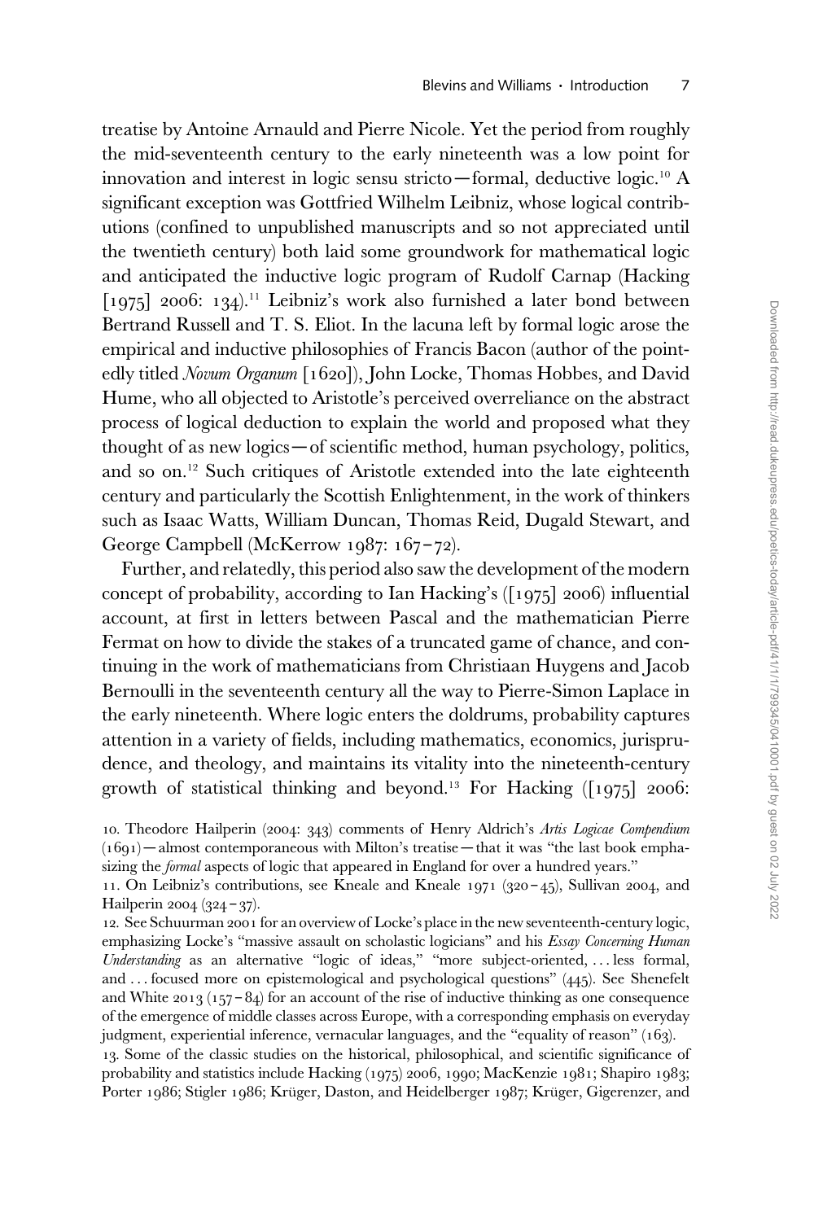treatise by Antoine Arnauld and Pierre Nicole. Yet the period from roughly the mid-seventeenth century to the early nineteenth was a low point for innovation and interest in logic sensu stricto—formal, deductive logic.[10] A significant exception was Gottfried Wilhelm Leibniz, whose logical contributions (confined to unpublished manuscripts and so not appreciated until the twentieth century) both laid some groundwork for mathematical logic and anticipated the inductive logic program of Rudolf Carnap (Hacking [1975] 2006: 134).[11] Leibniz's work also furnished a later bond between Bertrand Russell and T. S. Eliot. In the lacuna left by formal logic arose the empirical and inductive philosophies of Francis Bacon (author of the pointedly titled *Novum Organum* [1620]), John Locke, Thomas Hobbes, and David Hume, who all objected to Aristotle's perceived overreliance on the abstract process of logical deduction to explain the world and proposed what they thought of as new logics—of scientific method, human psychology, politics, and so on.[12] Such critiques of Aristotle extended into the late eighteenth century and particularly the Scottish Enlightenment, in the work of thinkers such as Isaac Watts, William Duncan, Thomas Reid, Dugald Stewart, and George Campbell (McKerrow 1987: 167–72).

Further, and relatedly, this period also saw the development of the modern concept of probability, according to Ian Hacking's ([1975] 2006) influential account, at first in letters between Pascal and the mathematician Pierre Fermat on how to divide the stakes of a truncated game of chance, and continuing in the work of mathematicians from Christiaan Huygens and Jacob Bernoulli in the seventeenth century all the way to Pierre-Simon Laplace in the early nineteenth. Where logic enters the doldrums, probability captures attention in a variety of fields, including mathematics, economics, jurisprudence, and theology, and maintains its vitality into the nineteenth-century growth of statistical thinking and beyond.[13] For Hacking ([1975] 2006:

10. Theodore Hailperin (2004: 343) comments of Henry Aldrich's *Artis Logicae Compendium* (1691)—almost contemporaneous with Milton's treatise—that it was "the last book emphasizing the *formal* aspects of logic that appeared in England for over a hundred years."

11. On Leibniz's contributions, see Kneale and Kneale 1971 (320–45), Sullivan 2004, and Hailperin 2004 (324–37).

12. See Schuurman 2001 for an overview of Locke's place in the new seventeenth-century logic, emphasizing Locke's "massive assault on scholastic logicians" and his *Essay Concerning Human Understanding* as an alternative "logic of ideas," "more subject-oriented, . . . less formal, and . . . focused more on epistemological and psychological questions" (445). See Shenefelt and White 2013 (157–84) for an account of the rise of inductive thinking as one consequence of the emergence of middle classes across Europe, with a corresponding emphasis on everyday judgment, experiential inference, vernacular languages, and the "equality of reason" (163).

13. Some of the classic studies on the historical, philosophical, and scientific significance of probability and statistics include Hacking (1975) 2006, 1990; MacKenzie 1981; Shapiro 1983; Porter 1986; Stigler 1986; Krüger, Daston, and Heidelberger 1987; Krüger, Gigerenzer, and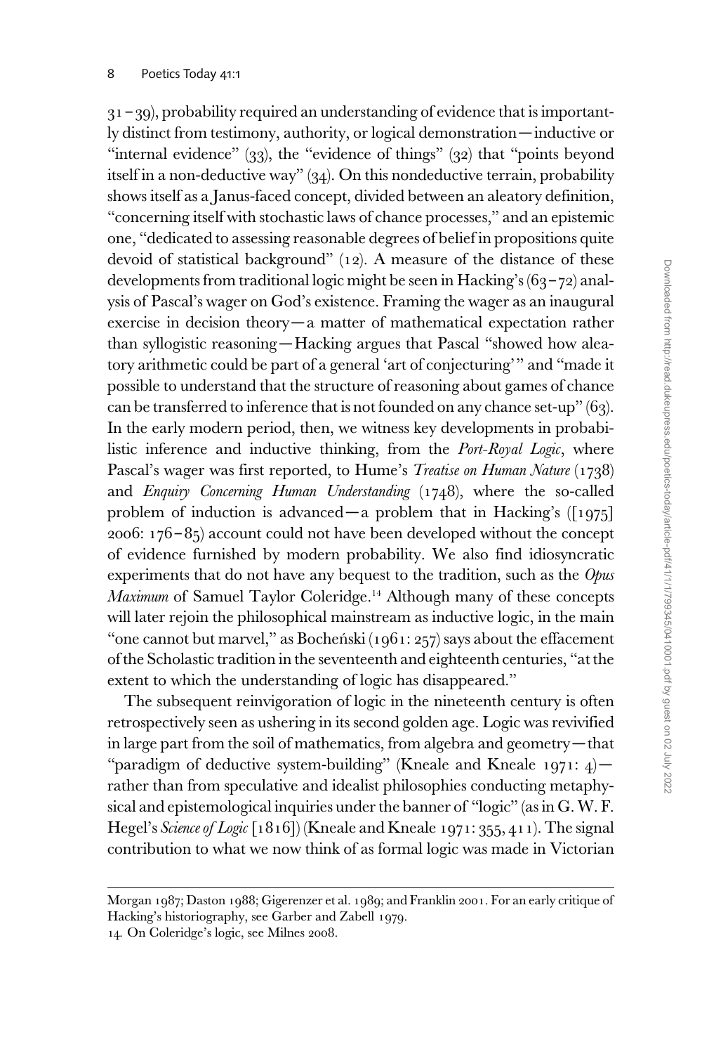31–39), probability required an understanding of evidence that is importantly distinct from testimony, authority, or logical demonstration—inductive or "internal evidence" (33), the "evidence of things" (32) that "points beyond itself in a non-deductive way" (34). On this nondeductive terrain, probability shows itself as a Janus-faced concept, divided between an aleatory definition, "concerning itself with stochastic laws of chance processes," and an epistemic one, "dedicated to assessing reasonable degrees of belief in propositions quite devoid of statistical background" (12). A measure of the distance of these developments from traditional logic might be seen in Hacking's (63–72) analysis of Pascal's wager on God's existence. Framing the wager as an inaugural exercise in decision theory—a matter of mathematical expectation rather than syllogistic reasoning—Hacking argues that Pascal "showed how aleatory arithmetic could be part of a general 'art of conjecturing'" and "made it possible to understand that the structure of reasoning about games of chance can be transferred to inference that is not founded on any chance set-up" (63). In the early modern period, then, we witness key developments in probabilistic inference and inductive thinking, from the *Port-Royal Logic*, where Pascal's wager was first reported, to Hume's *Treatise on Human Nature* (1738) and *Enquiry Concerning Human Understanding* (1748), where the so-called problem of induction is advanced—a problem that in Hacking's ([1975] 2006: 176–85) account could not have been developed without the concept of evidence furnished by modern probability. We also find idiosyncratic experiments that do not have any bequest to the tradition, such as the *Opus Maximum* of Samuel Taylor Coleridge.[14] Although many of these concepts will later rejoin the philosophical mainstream as inductive logic, in the main "one cannot but marvel," as Bocheński (1961: 257) says about the effacement of the Scholastic tradition in the seventeenth and eighteenth centuries, "at the extent to which the understanding of logic has disappeared."

The subsequent reinvigoration of logic in the nineteenth century is often retrospectively seen as ushering in its second golden age. Logic was revivified in large part from the soil of mathematics, from algebra and geometry—that "paradigm of deductive system-building" (Kneale and Kneale 1971: 4)—rather than from speculative and idealist philosophies conducting metaphysical and epistemological inquiries under the banner of "logic" (as in G. W. F. Hegel's *Science of Logic* [1816]) (Kneale and Kneale 1971: 355, 411). The signal contribution to what we now think of as formal logic was made in Victorian

Morgan 1987; Daston 1988; Gigerenzer et al. 1989; and Franklin 2001. For an early critique of Hacking's historiography, see Garber and Zabell 1979.

14. On Coleridge's logic, see Milnes 2008.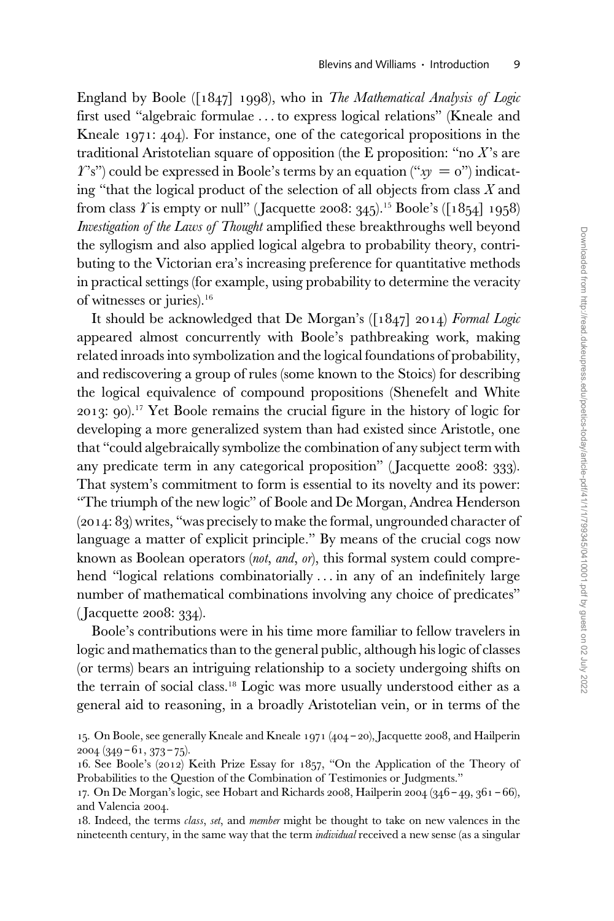England by Boole ([1847] 1998), who in *The Mathematical Analysis of Logic* first used "algebraic formulae . . . to express logical relations" (Kneale and Kneale 1971: 404). For instance, one of the categorical propositions in the traditional Aristotelian square of opposition (the E proposition: "no $X$'s are $Y$'s") could be expressed in Boole's terms by an equation ("$xy = 0$") indicating "that the logical product of the selection of all objects from class $X$ and from class $Y$ is empty or null" (Jacquette 2008: 345).[15] Boole's ([1854] 1958) *Investigation of the Laws of Thought* amplified these breakthroughs well beyond the syllogism and also applied logical algebra to probability theory, contributing to the Victorian era's increasing preference for quantitative methods in practical settings (for example, using probability to determine the veracity of witnesses or juries).[16]

It should be acknowledged that De Morgan's ([1847] 2014) *Formal Logic* appeared almost concurrently with Boole's pathbreaking work, making related inroads into symbolization and the logical foundations of probability, and rediscovering a group of rules (some known to the Stoics) for describing the logical equivalence of compound propositions (Shenefelt and White 2013: 90).[17] Yet Boole remains the crucial figure in the history of logic for developing a more generalized system than had existed since Aristotle, one that "could algebraically symbolize the combination of any subject term with any predicate term in any categorical proposition" (Jacquette 2008: 333). That system's commitment to form is essential to its novelty and its power: "The triumph of the new logic" of Boole and De Morgan, Andrea Henderson (2014: 83) writes, "was precisely to make the formal, ungrounded character of language a matter of explicit principle." By means of the crucial cogs now known as Boolean operators (*not*, *and*, *or*), this formal system could comprehend "logical relations combinatorially . . . in any of an indefinitely large number of mathematical combinations involving any choice of predicates" (Jacquette 2008: 334).

Boole's contributions were in his time more familiar to fellow travelers in logic and mathematics than to the general public, although his logic of classes (or terms) bears an intriguing relationship to a society undergoing shifts on the terrain of social class.[18] Logic was more usually understood either as a general aid to reasoning, in a broadly Aristotelian vein, or in terms of the

15. On Boole, see generally Kneale and Kneale 1971 (404–20), Jacquette 2008, and Hailperin 2004 (349–61, 373–75).

16. See Boole's (2012) Keith Prize Essay for 1857, "On the Application of the Theory of Probabilities to the Question of the Combination of Testimonies or Judgments."

17. On De Morgan's logic, see Hobart and Richards 2008, Hailperin 2004 (346–49, 361–66), and Valencia 2004.

18. Indeed, the terms *class*, *set*, and *member* might be thought to take on new valences in the nineteenth century, in the same way that the term *individual* received a new sense (as a singular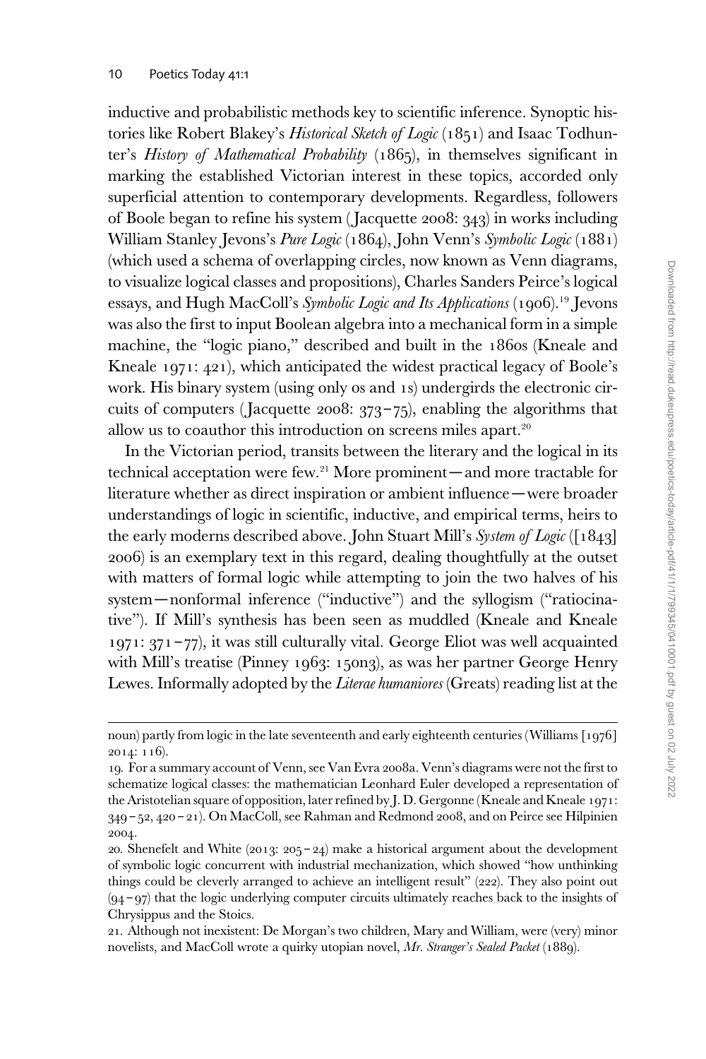inductive and probabilistic methods key to scientific inference. Synoptic histories like Robert Blakey's *Historical Sketch of Logic* (1851) and Isaac Todhunter's *History of Mathematical Probability* (1865), in themselves significant in marking the established Victorian interest in these topics, accorded only superficial attention to contemporary developments. Regardless, followers of Boole began to refine his system (Jacquette 2008: 343) in works including William Stanley Jevons's *Pure Logic* (1864), John Venn's *Symbolic Logic* (1881) (which used a schema of overlapping circles, now known as Venn diagrams, to visualize logical classes and propositions), Charles Sanders Peirce's logical essays, and Hugh MacColl's *Symbolic Logic and Its Applications* (1906).[19] Jevons was also the first to input Boolean algebra into a mechanical form in a simple machine, the "logic piano," described and built in the 1860s (Kneale and Kneale 1971: 421), which anticipated the widest practical legacy of Boole's work. His binary system (using only 0s and 1s) undergirds the electronic circuits of computers (Jacquette 2008: 373–75), enabling the algorithms that allow us to coauthor this introduction on screens miles apart.[20]

In the Victorian period, transits between the literary and the logical in its technical acceptation were few.[21] More prominent—and more tractable for literature whether as direct inspiration or ambient influence—were broader understandings of logic in scientific, inductive, and empirical terms, heirs to the early moderns described above. John Stuart Mill's *System of Logic* ([1843] 2006) is an exemplary text in this regard, dealing thoughtfully at the outset with matters of formal logic while attempting to join the two halves of his system—nonformal inference ("inductive") and the syllogism ("ratiocinative"). If Mill's synthesis has been seen as muddled (Kneale and Kneale 1971: 371–77), it was still culturally vital. George Eliot was well acquainted with Mill's treatise (Pinney 1963: 150n3), as was her partner George Henry Lewes. Informally adopted by the *Literae humaniores* (Greats) reading list at the

noun) partly from logic in the late seventeenth and early eighteenth centuries (Williams [1976] 2014: 116).

19. For a summary account of Venn, see Van Evra 2008a. Venn's diagrams were not the first to schematize logical classes: the mathematician Leonhard Euler developed a representation of the Aristotelian square of opposition, later refined by J. D. Gergonne (Kneale and Kneale 1971: 349–52, 420–21). On MacColl, see Rahman and Redmond 2008, and on Peirce see Hilpinien 2004.

20. Shenefelt and White (2013: 205–24) make a historical argument about the development of symbolic logic concurrent with industrial mechanization, which showed "how unthinking things could be cleverly arranged to achieve an intelligent result" (222). They also point out (94–97) that the logic underlying computer circuits ultimately reaches back to the insights of Chrysippus and the Stoics.

21. Although not inexistent: De Morgan's two children, Mary and William, were (very) minor novelists, and MacColl wrote a quirky utopian novel, *Mr. Stranger's Sealed Packet* (1889).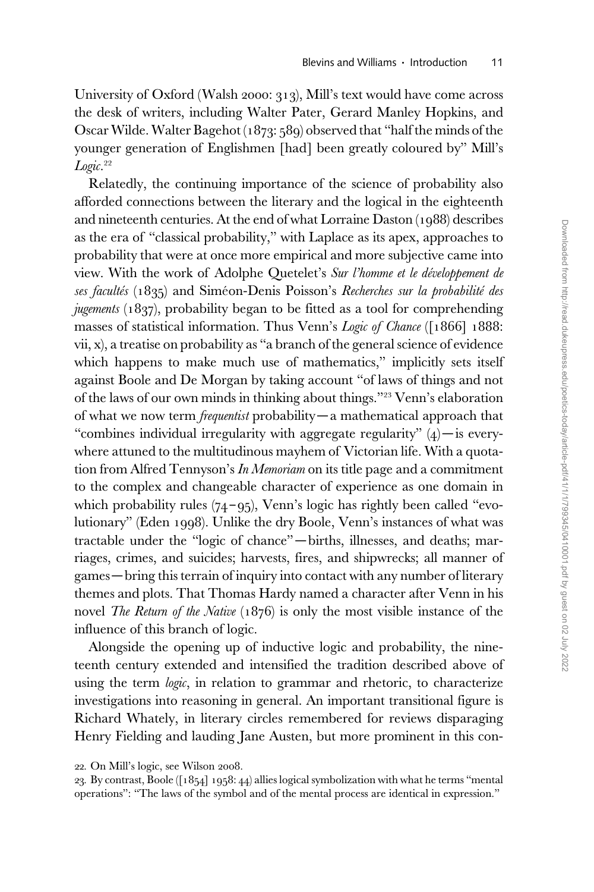University of Oxford (Walsh 2000: 313), Mill's text would have come across the desk of writers, including Walter Pater, Gerard Manley Hopkins, and Oscar Wilde. Walter Bagehot (1873: 589) observed that "half the minds of the younger generation of Englishmen [had] been greatly coloured by" Mill's *Logic*.[22]

Relatedly, the continuing importance of the science of probability also afforded connections between the literary and the logical in the eighteenth and nineteenth centuries. At the end of what Lorraine Daston (1988) describes as the era of "classical probability," with Laplace as its apex, approaches to probability that were at once more empirical and more subjective came into view. With the work of Adolphe Quetelet's *Sur l'homme et le développement de ses facultés* (1835) and Siméon-Denis Poisson's *Recherches sur la probabilité des jugements* (1837), probability began to be fitted as a tool for comprehending masses of statistical information. Thus Venn's *Logic of Chance* ([1866] 1888: vii, x), a treatise on probability as "a branch of the general science of evidence which happens to make much use of mathematics," implicitly sets itself against Boole and De Morgan by taking account "of laws of things and not of the laws of our own minds in thinking about things."[23] Venn's elaboration of what we now term *frequentist* probability—a mathematical approach that "combines individual irregularity with aggregate regularity" (4)—is everywhere attuned to the multitudinous mayhem of Victorian life. With a quotation from Alfred Tennyson's *In Memoriam* on its title page and a commitment to the complex and changeable character of experience as one domain in which probability rules (74–95), Venn's logic has rightly been called "evolutionary" (Eden 1998). Unlike the dry Boole, Venn's instances of what was tractable under the "logic of chance"—births, illnesses, and deaths; marriages, crimes, and suicides; harvests, fires, and shipwrecks; all manner of games—bring this terrain of inquiry into contact with any number of literary themes and plots. That Thomas Hardy named a character after Venn in his novel *The Return of the Native* (1876) is only the most visible instance of the influence of this branch of logic.

Alongside the opening up of inductive logic and probability, the nineteenth century extended and intensified the tradition described above of using the term *logic*, in relation to grammar and rhetoric, to characterize investigations into reasoning in general. An important transitional figure is Richard Whately, in literary circles remembered for reviews disparaging Henry Fielding and lauding Jane Austen, but more prominent in this con-

22. On Mill's logic, see Wilson 2008.

23. By contrast, Boole ([1854] 1958: 44) allies logical symbolization with what he terms "mental operations": "The laws of the symbol and of the mental process are identical in expression."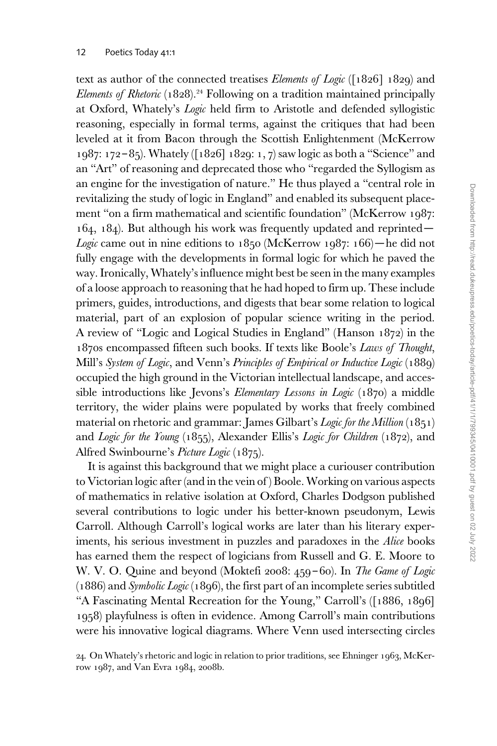text as author of the connected treatises *Elements of Logic* ([1826] 1829) and *Elements of Rhetoric* (1828).[24] Following on a tradition maintained principally at Oxford, Whately's *Logic* held firm to Aristotle and defended syllogistic reasoning, especially in formal terms, against the critiques that had been leveled at it from Bacon through the Scottish Enlightenment (McKerrow 1987: 172–85). Whately ([1826] 1829: 1, 7) saw logic as both a "Science" and an "Art" of reasoning and deprecated those who "regarded the Syllogism as an engine for the investigation of nature." He thus played a "central role in revitalizing the study of logic in England" and enabled its subsequent placement "on a firm mathematical and scientific foundation" (McKerrow 1987: 164, 184). But although his work was frequently updated and reprinted—*Logic* came out in nine editions to 1850 (McKerrow 1987: 166)—he did not fully engage with the developments in formal logic for which he paved the way. Ironically, Whately's influence might best be seen in the many examples of a loose approach to reasoning that he had hoped to firm up. These include primers, guides, introductions, and digests that bear some relation to logical material, part of an explosion of popular science writing in the period. A review of "Logic and Logical Studies in England" (Hanson 1872) in the 1870s encompassed fifteen such books. If texts like Boole's *Laws of Thought*, Mill's *System of Logic*, and Venn's *Principles of Empirical or Inductive Logic* (1889) occupied the high ground in the Victorian intellectual landscape, and accessible introductions like Jevons's *Elementary Lessons in Logic* (1870) a middle territory, the wider plains were populated by works that freely combined material on rhetoric and grammar: James Gilbart's *Logic for the Million* (1851) and *Logic for the Young* (1855), Alexander Ellis's *Logic for Children* (1872), and Alfred Swinbourne's *Picture Logic* (1875).

It is against this background that we might place a curiouser contribution to Victorian logic after (and in the vein of) Boole. Working on various aspects of mathematics in relative isolation at Oxford, Charles Dodgson published several contributions to logic under his better-known pseudonym, Lewis Carroll. Although Carroll's logical works are later than his literary experiments, his serious investment in puzzles and paradoxes in the *Alice* books has earned them the respect of logicians from Russell and G. E. Moore to W. V. O. Quine and beyond (Moktefi 2008: 459–60). In *The Game of Logic* (1886) and *Symbolic Logic* (1896), the first part of an incomplete series subtitled "A Fascinating Mental Recreation for the Young," Carroll's ([1886, 1896] 1958) playfulness is often in evidence. Among Carroll's main contributions were his innovative logical diagrams. Where Venn used intersecting circles

24. On Whately's rhetoric and logic in relation to prior traditions, see Ehninger 1963, McKerrow 1987, and Van Evra 1984, 2008b.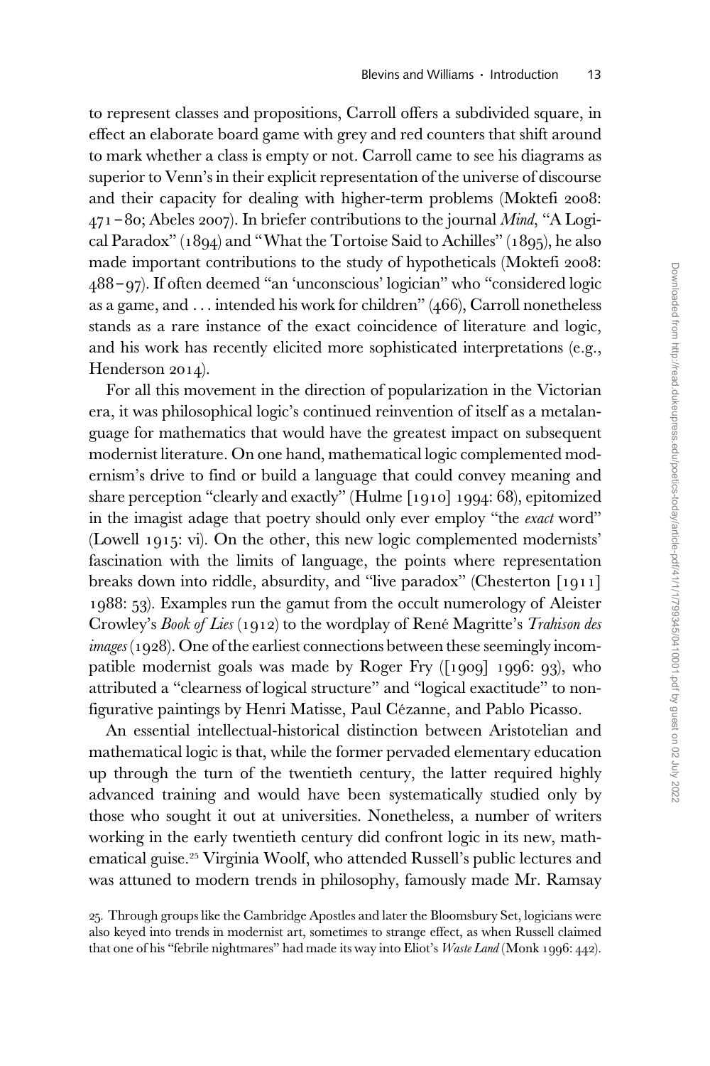to represent classes and propositions, Carroll offers a subdivided square, in effect an elaborate board game with grey and red counters that shift around to mark whether a class is empty or not. Carroll came to see his diagrams as superior to Venn's in their explicit representation of the universe of discourse and their capacity for dealing with higher-term problems (Moktefi 2008: 471–80; Abeles 2007). In briefer contributions to the journal *Mind*, "A Logical Paradox" (1894) and "What the Tortoise Said to Achilles" (1895), he also made important contributions to the study of hypotheticals (Moktefi 2008: 488–97). If often deemed "an 'unconscious' logician" who "considered logic as a game, and . . . intended his work for children" (466), Carroll nonetheless stands as a rare instance of the exact coincidence of literature and logic, and his work has recently elicited more sophisticated interpretations (e.g., Henderson 2014).

For all this movement in the direction of popularization in the Victorian era, it was philosophical logic's continued reinvention of itself as a metalanguage for mathematics that would have the greatest impact on subsequent modernist literature. On one hand, mathematical logic complemented modernism's drive to find or build a language that could convey meaning and share perception "clearly and exactly" (Hulme [1910] 1994: 68), epitomized in the imagist adage that poetry should only ever employ "the *exact* word" (Lowell 1915: vi). On the other, this new logic complemented modernists' fascination with the limits of language, the points where representation breaks down into riddle, absurdity, and "live paradox" (Chesterton [1911] 1988: 53). Examples run the gamut from the occult numerology of Aleister Crowley's *Book of Lies* (1912) to the wordplay of René Magritte's *Trahison des images* (1928). One of the earliest connections between these seemingly incompatible modernist goals was made by Roger Fry ([1909] 1996: 93), who attributed a "clearness of logical structure" and "logical exactitude" to nonfigurative paintings by Henri Matisse, Paul Cézanne, and Pablo Picasso.

An essential intellectual-historical distinction between Aristotelian and mathematical logic is that, while the former pervaded elementary education up through the turn of the twentieth century, the latter required highly advanced training and would have been systematically studied only by those who sought it out at universities. Nonetheless, a number of writers working in the early twentieth century did confront logic in its new, mathematical guise.[25] Virginia Woolf, who attended Russell's public lectures and was attuned to modern trends in philosophy, famously made Mr. Ramsay

25. Through groups like the Cambridge Apostles and later the Bloomsbury Set, logicians were also keyed into trends in modernist art, sometimes to strange effect, as when Russell claimed that one of his "febrile nightmares" had made its way into Eliot's *Waste Land* (Monk 1996: 442).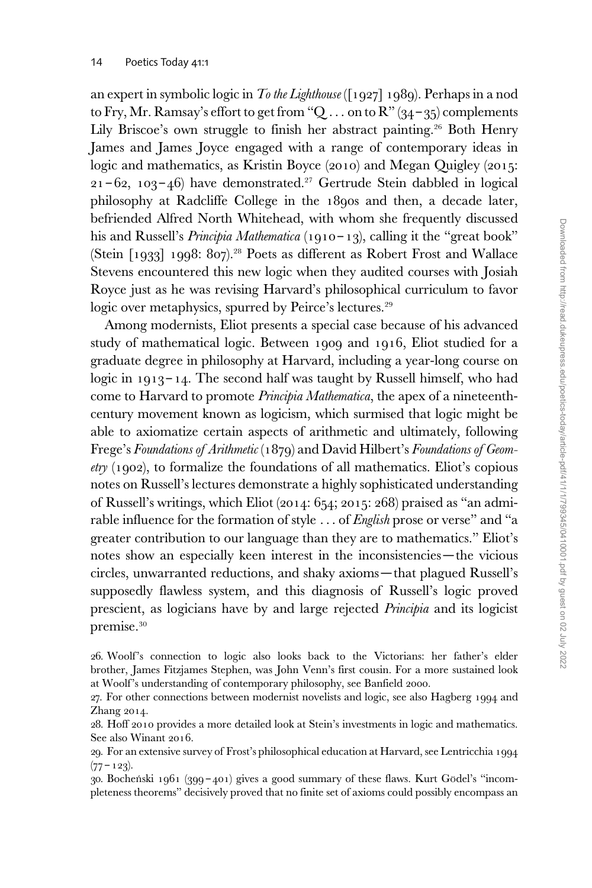an expert in symbolic logic in *To the Lighthouse* ([1927] 1989). Perhaps in a nod to Fry, Mr. Ramsay's effort to get from "Q . . . on to R" (34–35) complements Lily Briscoe's own struggle to finish her abstract painting.[26] Both Henry James and James Joyce engaged with a range of contemporary ideas in logic and mathematics, as Kristin Boyce (2010) and Megan Quigley (2015: 21–62, 103–46) have demonstrated.[27] Gertrude Stein dabbled in logical philosophy at Radcliffe College in the 1890s and then, a decade later, befriended Alfred North Whitehead, with whom she frequently discussed his and Russell's *Principia Mathematica* (1910–13), calling it the "great book" (Stein [1933] 1998: 807).[28] Poets as different as Robert Frost and Wallace Stevens encountered this new logic when they audited courses with Josiah Royce just as he was revising Harvard's philosophical curriculum to favor logic over metaphysics, spurred by Peirce's lectures.[29]

Among modernists, Eliot presents a special case because of his advanced study of mathematical logic. Between 1909 and 1916, Eliot studied for a graduate degree in philosophy at Harvard, including a year-long course on logic in 1913–14. The second half was taught by Russell himself, who had come to Harvard to promote *Principia Mathematica*, the apex of a nineteenth-century movement known as logicism, which surmised that logic might be able to axiomatize certain aspects of arithmetic and ultimately, following Frege's *Foundations of Arithmetic* (1879) and David Hilbert's *Foundations of Geometry* (1902), to formalize the foundations of all mathematics. Eliot's copious notes on Russell's lectures demonstrate a highly sophisticated understanding of Russell's writings, which Eliot (2014: 654; 2015: 268) praised as "an admirable influence for the formation of style . . . of *English* prose or verse" and "a greater contribution to our language than they are to mathematics." Eliot's notes show an especially keen interest in the inconsistencies—the vicious circles, unwarranted reductions, and shaky axioms—that plagued Russell's supposedly flawless system, and this diagnosis of Russell's logic proved prescient, as logicians have by and large rejected *Principia* and its logicist premise.[30]

26. Woolf's connection to logic also looks back to the Victorians: her father's elder brother, James Fitzjames Stephen, was John Venn's first cousin. For a more sustained look at Woolf's understanding of contemporary philosophy, see Banfield 2000.

27. For other connections between modernist novelists and logic, see also Hagberg 1994 and Zhang 2014.

28. Hoff 2010 provides a more detailed look at Stein's investments in logic and mathematics. See also Winant 2016.

29. For an extensive survey of Frost's philosophical education at Harvard, see Lentricchia 1994 (77–123).

30. Bocheński 1961 (399–401) gives a good summary of these flaws. Kurt Gödel's "incompleteness theorems" decisively proved that no finite set of axioms could possibly encompass an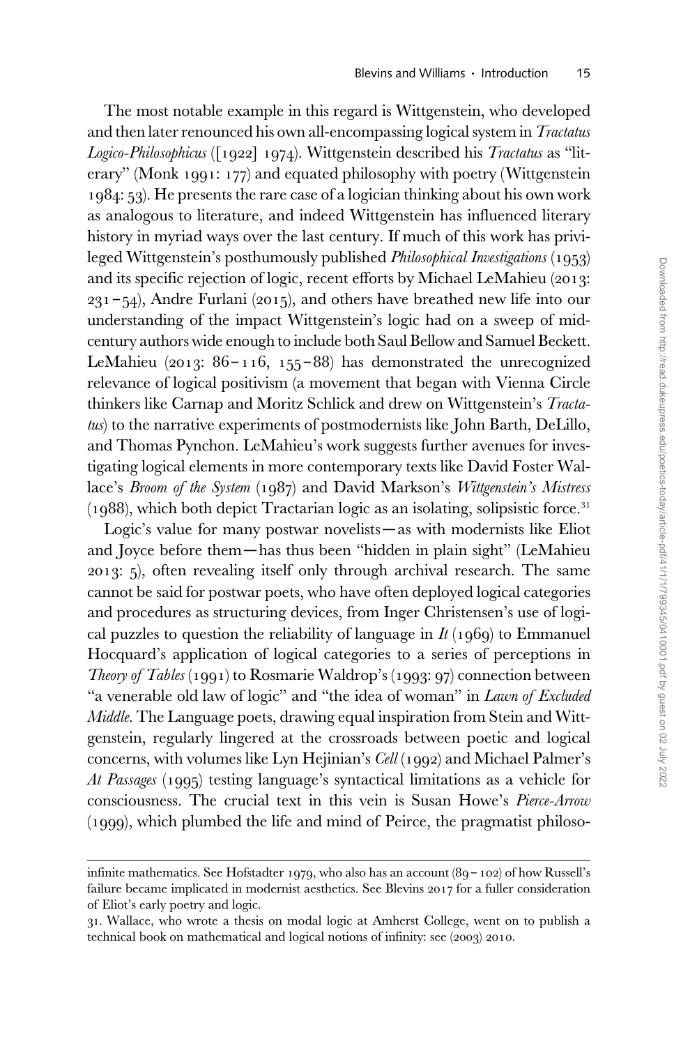The most notable example in this regard is Wittgenstein, who developed and then later renounced his own all-encompassing logical system in *Tractatus Logico-Philosophicus* ([1922] 1974). Wittgenstein described his *Tractatus* as "literary" (Monk 1991: 177) and equated philosophy with poetry (Wittgenstein 1984: 53). He presents the rare case of a logician thinking about his own work as analogous to literature, and indeed Wittgenstein has influenced literary history in myriad ways over the last century. If much of this work has privileged Wittgenstein's posthumously published *Philosophical Investigations* (1953) and its specific rejection of logic, recent efforts by Michael LeMahieu (2013: 231–54), Andre Furlani (2015), and others have breathed new life into our understanding of the impact Wittgenstein's logic had on a sweep of mid-century authors wide enough to include both Saul Bellow and Samuel Beckett. LeMahieu (2013: 86–116, 155–88) has demonstrated the unrecognized relevance of logical positivism (a movement that began with Vienna Circle thinkers like Carnap and Moritz Schlick and drew on Wittgenstein's *Tractatus*) to the narrative experiments of postmodernists like John Barth, DeLillo, and Thomas Pynchon. LeMahieu's work suggests further avenues for investigating logical elements in more contemporary texts like David Foster Wallace's *Broom of the System* (1987) and David Markson's *Wittgenstein's Mistress* (1988), which both depict Tractarian logic as an isolating, solipsistic force.[31]

Logic's value for many postwar novelists—as with modernists like Eliot and Joyce before them—has thus been "hidden in plain sight" (LeMahieu 2013: 5), often revealing itself only through archival research. The same cannot be said for postwar poets, who have often deployed logical categories and procedures as structuring devices, from Inger Christensen's use of logical puzzles to question the reliability of language in *It* (1969) to Emmanuel Hocquard's application of logical categories to a series of perceptions in *Theory of Tables* (1991) to Rosmarie Waldrop's (1993: 97) connection between "a venerable old law of logic" and "the idea of woman" in *Lawn of Excluded Middle*. The Language poets, drawing equal inspiration from Stein and Wittgenstein, regularly lingered at the crossroads between poetic and logical concerns, with volumes like Lyn Hejinian's *Cell* (1992) and Michael Palmer's *At Passages* (1995) testing language's syntactical limitations as a vehicle for consciousness. The crucial text in this vein is Susan Howe's *Pierce-Arrow* (1999), which plumbed the life and mind of Peirce, the pragmatist philoso-

---

infinite mathematics. See Hofstadter 1979, who also has an account (89–102) of how Russell's failure became implicated in modernist aesthetics. See Blevins 2017 for a fuller consideration of Eliot's early poetry and logic.

31. Wallace, who wrote a thesis on modal logic at Amherst College, went on to publish a technical book on mathematical and logical notions of infinity: see (2003) 2010.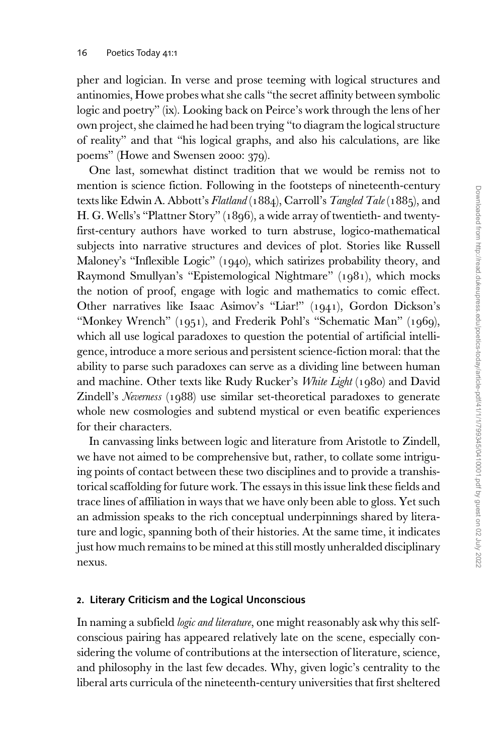pher and logician. In verse and prose teeming with logical structures and antinomies, Howe probes what she calls "the secret affinity between symbolic logic and poetry" (ix). Looking back on Peirce's work through the lens of her own project, she claimed he had been trying "to diagram the logical structure of reality" and that "his logical graphs, and also his calculations, are like poems" (Howe and Swensen 2000: 379).

One last, somewhat distinct tradition that we would be remiss not to mention is science fiction. Following in the footsteps of nineteenth-century texts like Edwin A. Abbott's *Flatland* (1884), Carroll's *Tangled Tale* (1885), and H. G. Wells's "Plattner Story" (1896), a wide array of twentieth- and twenty-first-century authors have worked to turn abstruse, logico-mathematical subjects into narrative structures and devices of plot. Stories like Russell Maloney's "Inflexible Logic" (1940), which satirizes probability theory, and Raymond Smullyan's "Epistemological Nightmare" (1981), which mocks the notion of proof, engage with logic and mathematics to comic effect. Other narratives like Isaac Asimov's "Liar!" (1941), Gordon Dickson's "Monkey Wrench" (1951), and Frederik Pohl's "Schematic Man" (1969), which all use logical paradoxes to question the potential of artificial intelligence, introduce a more serious and persistent science-fiction moral: that the ability to parse such paradoxes can serve as a dividing line between human and machine. Other texts like Rudy Rucker's *White Light* (1980) and David Zindell's *Neverness* (1988) use similar set-theoretical paradoxes to generate whole new cosmologies and subtend mystical or even beatific experiences for their characters.

In canvassing links between logic and literature from Aristotle to Zindell, we have not aimed to be comprehensive but, rather, to collate some intriguing points of contact between these two disciplines and to provide a transhistorical scaffolding for future work. The essays in this issue link these fields and trace lines of affiliation in ways that we have only been able to gloss. Yet such an admission speaks to the rich conceptual underpinnings shared by literature and logic, spanning both of their histories. At the same time, it indicates just how much remains to be mined at this still mostly unheralded disciplinary nexus.

## 2. Literary Criticism and the Logical Unconscious

In naming a subfield *logic and literature*, one might reasonably ask why this self-conscious pairing has appeared relatively late on the scene, especially considering the volume of contributions at the intersection of literature, science, and philosophy in the last few decades. Why, given logic's centrality to the liberal arts curricula of the nineteenth-century universities that first sheltered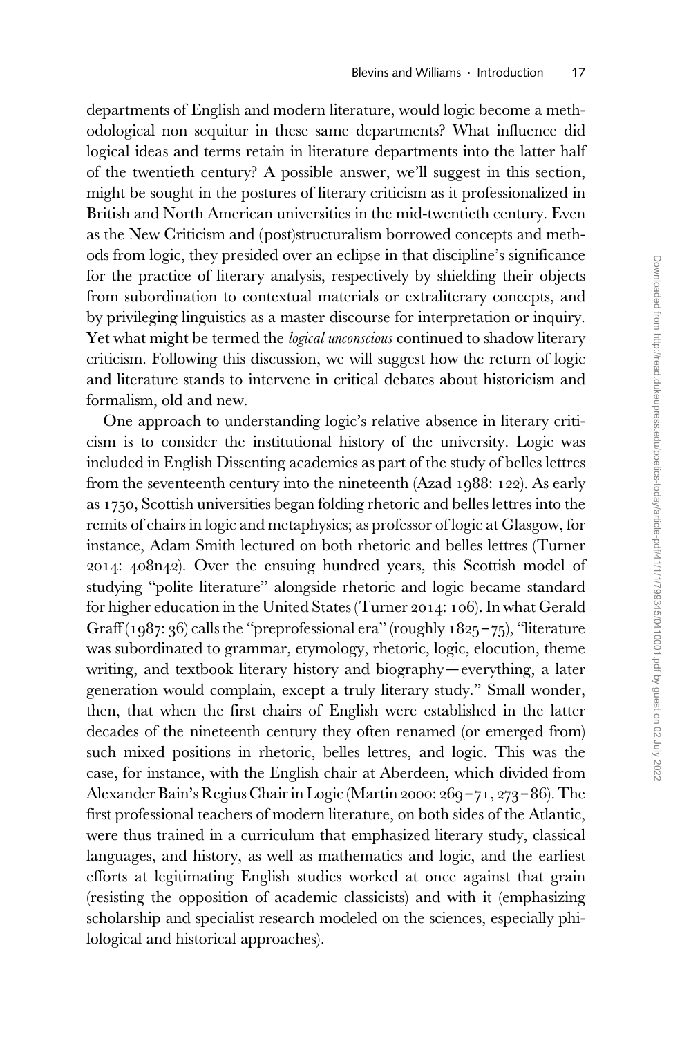departments of English and modern literature, would logic become a methodological non sequitur in these same departments? What influence did logical ideas and terms retain in literature departments into the latter half of the twentieth century? A possible answer, we'll suggest in this section, might be sought in the postures of literary criticism as it professionalized in British and North American universities in the mid-twentieth century. Even as the New Criticism and (post)structuralism borrowed concepts and methods from logic, they presided over an eclipse in that discipline's significance for the practice of literary analysis, respectively by shielding their objects from subordination to contextual materials or extraliterary concepts, and by privileging linguistics as a master discourse for interpretation or inquiry. Yet what might be termed the *logical unconscious* continued to shadow literary criticism. Following this discussion, we will suggest how the return of logic and literature stands to intervene in critical debates about historicism and formalism, old and new.

One approach to understanding logic's relative absence in literary criticism is to consider the institutional history of the university. Logic was included in English Dissenting academies as part of the study of belles lettres from the seventeenth century into the nineteenth (Azad 1988: 122). As early as 1750, Scottish universities began folding rhetoric and belles lettres into the remits of chairs in logic and metaphysics; as professor of logic at Glasgow, for instance, Adam Smith lectured on both rhetoric and belles lettres (Turner 2014: 408n42). Over the ensuing hundred years, this Scottish model of studying "polite literature" alongside rhetoric and logic became standard for higher education in the United States (Turner 2014: 106). In what Gerald Graff (1987: 36) calls the "preprofessional era" (roughly 1825–75), "literature was subordinated to grammar, etymology, rhetoric, logic, elocution, theme writing, and textbook literary history and biography—everything, a later generation would complain, except a truly literary study." Small wonder, then, that when the first chairs of English were established in the latter decades of the nineteenth century they often renamed (or emerged from) such mixed positions in rhetoric, belles lettres, and logic. This was the case, for instance, with the English chair at Aberdeen, which divided from Alexander Bain's Regius Chair in Logic (Martin 2000: 269–71, 273–86). The first professional teachers of modern literature, on both sides of the Atlantic, were thus trained in a curriculum that emphasized literary study, classical languages, and history, as well as mathematics and logic, and the earliest efforts at legitimating English studies worked at once against that grain (resisting the opposition of academic classicists) and with it (emphasizing scholarship and specialist research modeled on the sciences, especially philological and historical approaches).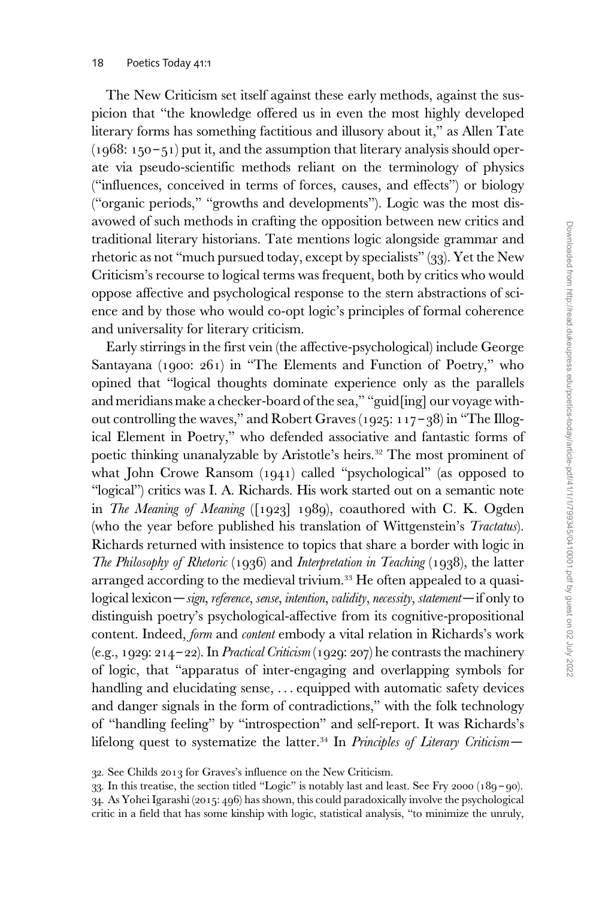The New Criticism set itself against these early methods, against the suspicion that "the knowledge offered us in even the most highly developed literary forms has something factitious and illusory about it," as Allen Tate (1968: 150–51) put it, and the assumption that literary analysis should operate via pseudo-scientific methods reliant on the terminology of physics ("influences, conceived in terms of forces, causes, and effects") or biology ("organic periods," "growths and developments"). Logic was the most disavowed of such methods in crafting the opposition between new critics and traditional literary historians. Tate mentions logic alongside grammar and rhetoric as not "much pursued today, except by specialists" (33). Yet the New Criticism's recourse to logical terms was frequent, both by critics who would oppose affective and psychological response to the stern abstractions of science and by those who would co-opt logic's principles of formal coherence and universality for literary criticism.

Early stirrings in the first vein (the affective-psychological) include George Santayana (1900: 261) in "The Elements and Function of Poetry," who opined that "logical thoughts dominate experience only as the parallels and meridians make a checker-board of the sea," "guid[ing] our voyage without controlling the waves," and Robert Graves (1925: 117–38) in "The Illogical Element in Poetry," who defended associative and fantastic forms of poetic thinking unanalyzable by Aristotle's heirs.[32] The most prominent of what John Crowe Ransom (1941) called "psychological" (as opposed to "logical") critics was I. A. Richards. His work started out on a semantic note in *The Meaning of Meaning* ([1923] 1989), coauthored with C. K. Ogden (who the year before published his translation of Wittgenstein's *Tractatus*). Richards returned with insistence to topics that share a border with logic in *The Philosophy of Rhetoric* (1936) and *Interpretation in Teaching* (1938), the latter arranged according to the medieval trivium.[33] He often appealed to a quasi-logical lexicon—*sign*, *reference*, *sense*, *intention*, *validity*, *necessity*, *statement*—if only to distinguish poetry's psychological-affective from its cognitive-propositional content. Indeed, *form* and *content* embody a vital relation in Richards's work (e.g., 1929: 214–22). In *Practical Criticism* (1929: 207) he contrasts the machinery of logic, that "apparatus of inter-engaging and overlapping symbols for handling and elucidating sense, . . . equipped with automatic safety devices and danger signals in the form of contradictions," with the folk technology of "handling feeling" by "introspection" and self-report. It was Richards's lifelong quest to systematize the latter.[34] In *Principles of Literary Criticism*—

32. See Childs 2013 for Graves's influence on the New Criticism.

33. In this treatise, the section titled "Logic" is notably last and least. See Fry 2000 (189–90).

34. As Yohei Igarashi (2015: 496) has shown, this could paradoxically involve the psychological critic in a field that has some kinship with logic, statistical analysis, "to minimize the unruly,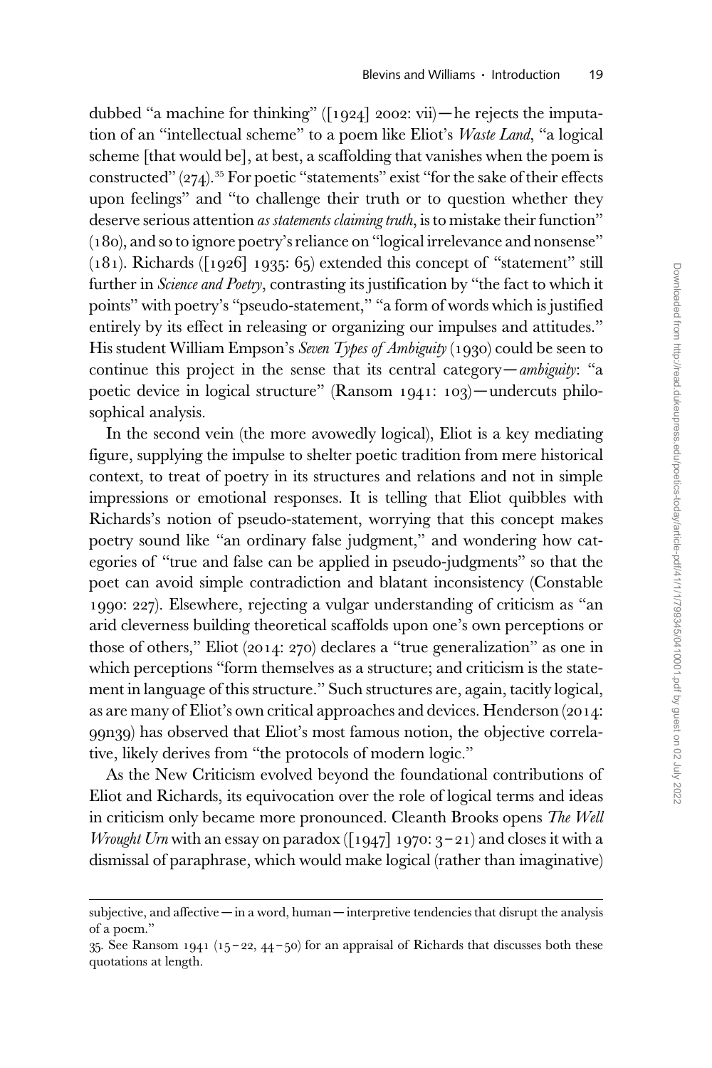dubbed "a machine for thinking" ([1924] 2002: vii)—he rejects the imputation of an "intellectual scheme" to a poem like Eliot's *Waste Land*, "a logical scheme [that would be], at best, a scaffolding that vanishes when the poem is constructed" (274).[35] For poetic "statements" exist "for the sake of their effects upon feelings" and "to challenge their truth or to question whether they deserve serious attention *as statements claiming truth*, is to mistake their function" (180), and so to ignore poetry's reliance on "logical irrelevance and nonsense" (181). Richards ([1926] 1935: 65) extended this concept of "statement" still further in *Science and Poetry*, contrasting its justification by "the fact to which it points" with poetry's "pseudo-statement," "a form of words which is justified entirely by its effect in releasing or organizing our impulses and attitudes." His student William Empson's *Seven Types of Ambiguity* (1930) could be seen to continue this project in the sense that its central category—*ambiguity*: "a poetic device in logical structure" (Ransom 1941: 103)—undercuts philosophical analysis.

In the second vein (the more avowedly logical), Eliot is a key mediating figure, supplying the impulse to shelter poetic tradition from mere historical context, to treat of poetry in its structures and relations and not in simple impressions or emotional responses. It is telling that Eliot quibbles with Richards's notion of pseudo-statement, worrying that this concept makes poetry sound like "an ordinary false judgment," and wondering how categories of "true and false can be applied in pseudo-judgments" so that the poet can avoid simple contradiction and blatant inconsistency (Constable 1990: 227). Elsewhere, rejecting a vulgar understanding of criticism as "an arid cleverness building theoretical scaffolds upon one's own perceptions or those of others," Eliot (2014: 270) declares a "true generalization" as one in which perceptions "form themselves as a structure; and criticism is the statement in language of this structure." Such structures are, again, tacitly logical, as are many of Eliot's own critical approaches and devices. Henderson (2014: 99n39) has observed that Eliot's most famous notion, the objective correlative, likely derives from "the protocols of modern logic."

As the New Criticism evolved beyond the foundational contributions of Eliot and Richards, its equivocation over the role of logical terms and ideas in criticism only became more pronounced. Cleanth Brooks opens *The Well Wrought Urn* with an essay on paradox ([1947] 1970: 3–21) and closes it with a dismissal of paraphrase, which would make logical (rather than imaginative)

---

subjective, and affective—in a word, human—interpretive tendencies that disrupt the analysis of a poem."

35. See Ransom 1941 (15–22, 44–50) for an appraisal of Richards that discusses both these quotations at length.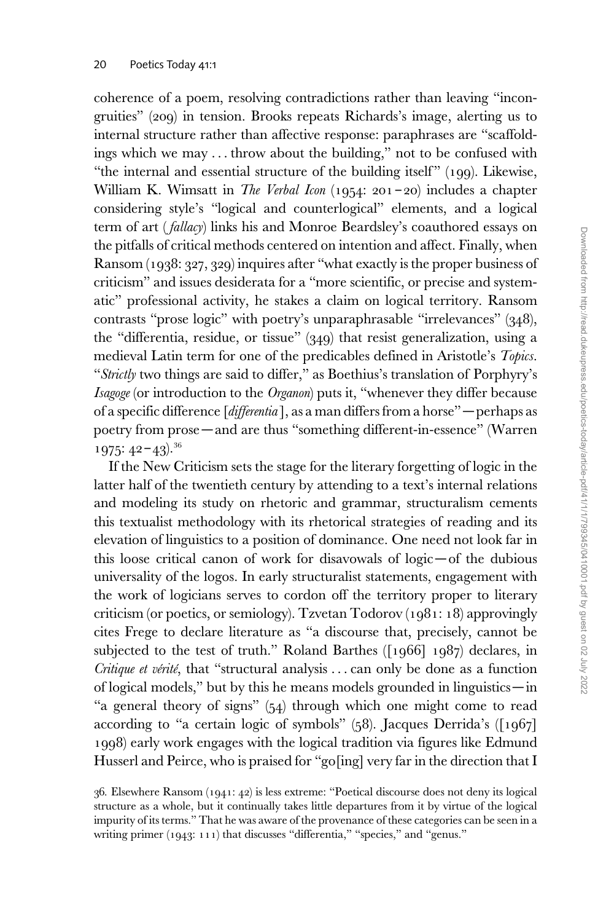coherence of a poem, resolving contradictions rather than leaving "incongruities" (209) in tension. Brooks repeats Richards's image, alerting us to internal structure rather than affective response: paraphrases are "scaffoldings which we may . . . throw about the building," not to be confused with "the internal and essential structure of the building itself" (199). Likewise, William K. Wimsatt in *The Verbal Icon* (1954: 201–20) includes a chapter considering style's "logical and counterlogical" elements, and a logical term of art (*fallacy*) links his and Monroe Beardsley's coauthored essays on the pitfalls of critical methods centered on intention and affect. Finally, when Ransom (1938: 327, 329) inquires after "what exactly is the proper business of criticism" and issues desiderata for a "more scientific, or precise and systematic" professional activity, he stakes a claim on logical territory. Ransom contrasts "prose logic" with poetry's unparaphrasable "irrelevances" (348), the "differentia, residue, or tissue" (349) that resist generalization, using a medieval Latin term for one of the predicables defined in Aristotle's *Topics*. "*Strictly* two things are said to differ," as Boethius's translation of Porphyry's *Isagoge* (or introduction to the *Organon*) puts it, "whenever they differ because of a specific difference [*differentia*], as a man differs from a horse"—perhaps as poetry from prose—and are thus "something different-in-essence" (Warren 1975: 42–43).[36]

If the New Criticism sets the stage for the literary forgetting of logic in the latter half of the twentieth century by attending to a text's internal relations and modeling its study on rhetoric and grammar, structuralism cements this textualist methodology with its rhetorical strategies of reading and its elevation of linguistics to a position of dominance. One need not look far in this loose critical canon of work for disavowals of logic—of the dubious universality of the logos. In early structuralist statements, engagement with the work of logicians serves to cordon off the territory proper to literary criticism (or poetics, or semiology). Tzvetan Todorov (1981: 18) approvingly cites Frege to declare literature as "a discourse that, precisely, cannot be subjected to the test of truth." Roland Barthes ([1966] 1987) declares, in *Critique et vérité*, that "structural analysis . . . can only be done as a function of logical models," but by this he means models grounded in linguistics—in "a general theory of signs" (54) through which one might come to read according to "a certain logic of symbols" (58). Jacques Derrida's ([1967] 1998) early work engages with the logical tradition via figures like Edmund Husserl and Peirce, who is praised for "go[ing] very far in the direction that I

36. Elsewhere Ransom (1941: 42) is less extreme: "Poetical discourse does not deny its logical structure as a whole, but it continually takes little departures from it by virtue of the logical impurity of its terms." That he was aware of the provenance of these categories can be seen in a writing primer (1943: 111) that discusses "differentia," "species," and "genus."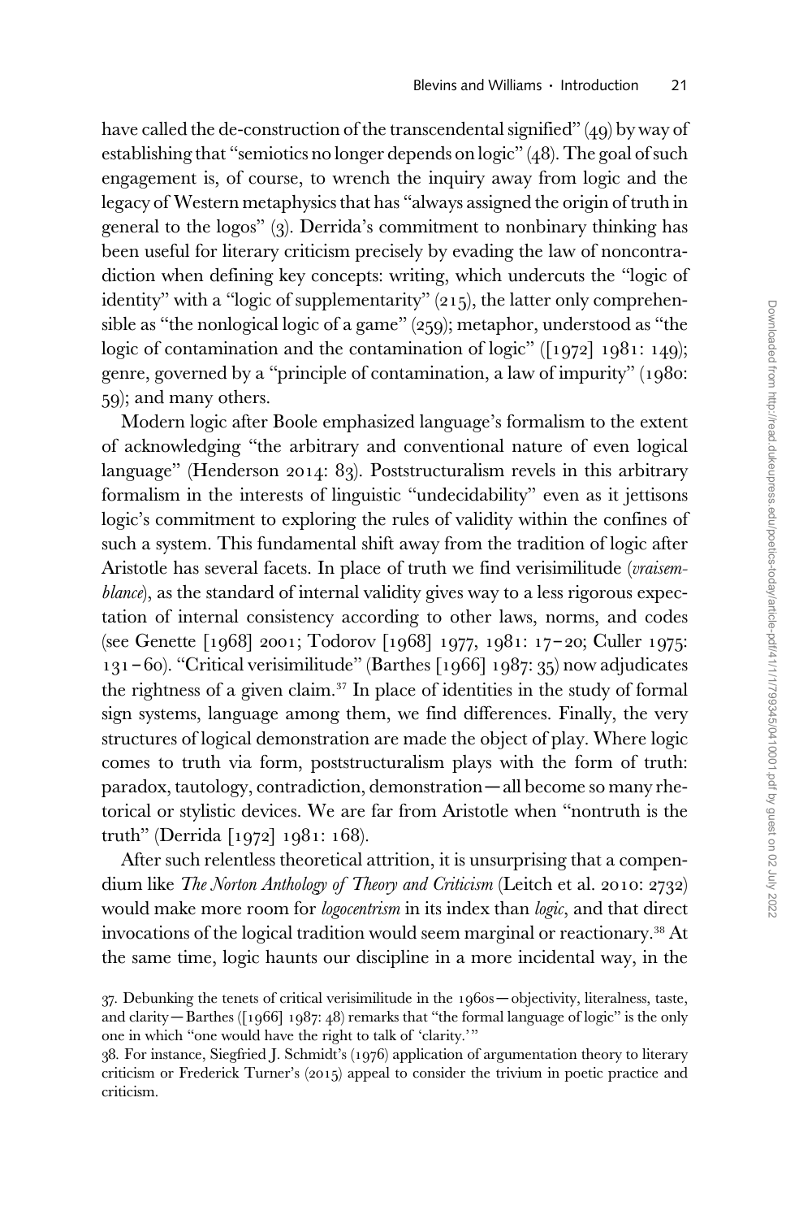have called the de-construction of the transcendental signified" (49) by way of establishing that "semiotics no longer depends on logic" (48). The goal of such engagement is, of course, to wrench the inquiry away from logic and the legacy of Western metaphysics that has "always assigned the origin of truth in general to the logos" (3). Derrida's commitment to nonbinary thinking has been useful for literary criticism precisely by evading the law of noncontradiction when defining key concepts: writing, which undercuts the "logic of identity" with a "logic of supplementarity" (215), the latter only comprehensible as "the nonlogical logic of a game" (259); metaphor, understood as "the logic of contamination and the contamination of logic" ([1972] 1981: 149); genre, governed by a "principle of contamination, a law of impurity" (1980: 59); and many others.

Modern logic after Boole emphasized language's formalism to the extent of acknowledging "the arbitrary and conventional nature of even logical language" (Henderson 2014: 83). Poststructuralism revels in this arbitrary formalism in the interests of linguistic "undecidability" even as it jettisons logic's commitment to exploring the rules of validity within the confines of such a system. This fundamental shift away from the tradition of logic after Aristotle has several facets. In place of truth we find verisimilitude (*vraisemblance*), as the standard of internal validity gives way to a less rigorous expectation of internal consistency according to other laws, norms, and codes (see Genette [1968] 2001; Todorov [1968] 1977, 1981: 17–20; Culler 1975: 131–60). "Critical verisimilitude" (Barthes [1966] 1987: 35) now adjudicates the rightness of a given claim.[37] In place of identities in the study of formal sign systems, language among them, we find differences. Finally, the very structures of logical demonstration are made the object of play. Where logic comes to truth via form, poststructuralism plays with the form of truth: paradox, tautology, contradiction, demonstration—all become so many rhetorical or stylistic devices. We are far from Aristotle when "nontruth is the truth" (Derrida [1972] 1981: 168).

After such relentless theoretical attrition, it is unsurprising that a compendium like *The Norton Anthology of Theory and Criticism* (Leitch et al. 2010: 2732) would make more room for *logocentrism* in its index than *logic*, and that direct invocations of the logical tradition would seem marginal or reactionary.[38] At the same time, logic haunts our discipline in a more incidental way, in the

37. Debunking the tenets of critical verisimilitude in the 1960s—objectivity, literalness, taste, and clarity—Barthes ([1966] 1987: 48) remarks that "the formal language of logic" is the only one in which "one would have the right to talk of 'clarity.'"

38. For instance, Siegfried J. Schmidt's (1976) application of argumentation theory to literary criticism or Frederick Turner's (2015) appeal to consider the trivium in poetic practice and criticism.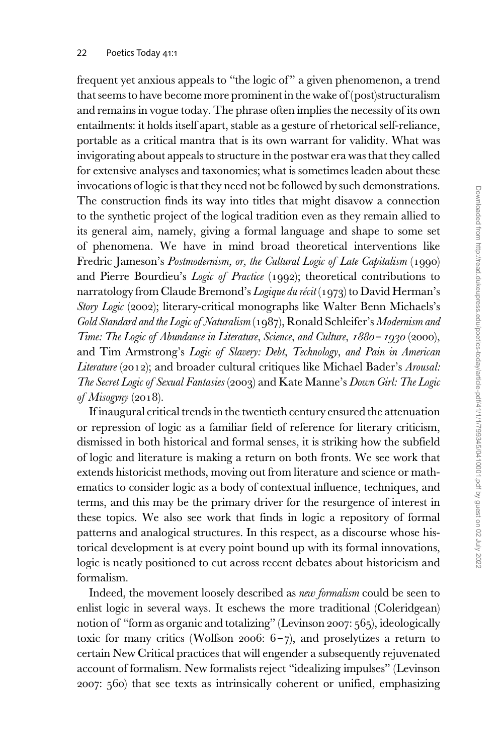frequent yet anxious appeals to "the logic of" a given phenomenon, a trend that seems to have become more prominent in the wake of (post)structuralism and remains in vogue today. The phrase often implies the necessity of its own entailments: it holds itself apart, stable as a gesture of rhetorical self-reliance, portable as a critical mantra that is its own warrant for validity. What was invigorating about appeals to structure in the postwar era was that they called for extensive analyses and taxonomies; what is sometimes leaden about these invocations of logic is that they need not be followed by such demonstrations. The construction finds its way into titles that might disavow a connection to the synthetic project of the logical tradition even as they remain allied to its general aim, namely, giving a formal language and shape to some set of phenomena. We have in mind broad theoretical interventions like Fredric Jameson's *Postmodernism, or, the Cultural Logic of Late Capitalism* (1990) and Pierre Bourdieu's *Logic of Practice* (1992); theoretical contributions to narratology from Claude Bremond's *Logique du récit* (1973) to David Herman's *Story Logic* (2002); literary-critical monographs like Walter Benn Michaels's *Gold Standard and the Logic of Naturalism* (1987), Ronald Schleifer's *Modernism and Time: The Logic of Abundance in Literature, Science, and Culture, 1880–1930* (2000), and Tim Armstrong's *Logic of Slavery: Debt, Technology, and Pain in American Literature* (2012); and broader cultural critiques like Michael Bader's *Arousal: The Secret Logic of Sexual Fantasies* (2003) and Kate Manne's *Down Girl: The Logic of Misogyny* (2018).

If inaugural critical trends in the twentieth century ensured the attenuation or repression of logic as a familiar field of reference for literary criticism, dismissed in both historical and formal senses, it is striking how the subfield of logic and literature is making a return on both fronts. We see work that extends historicist methods, moving out from literature and science or mathematics to consider logic as a body of contextual influence, techniques, and terms, and this may be the primary driver for the resurgence of interest in these topics. We also see work that finds in logic a repository of formal patterns and analogical structures. In this respect, as a discourse whose historical development is at every point bound up with its formal innovations, logic is neatly positioned to cut across recent debates about historicism and formalism.

Indeed, the movement loosely described as *new formalism* could be seen to enlist logic in several ways. It eschews the more traditional (Coleridgean) notion of "form as organic and totalizing" (Levinson 2007: 565), ideologically toxic for many critics (Wolfson 2006: 6–7), and proselytizes a return to certain New Critical practices that will engender a subsequently rejuvenated account of formalism. New formalists reject "idealizing impulses" (Levinson 2007: 560) that see texts as intrinsically coherent or unified, emphasizing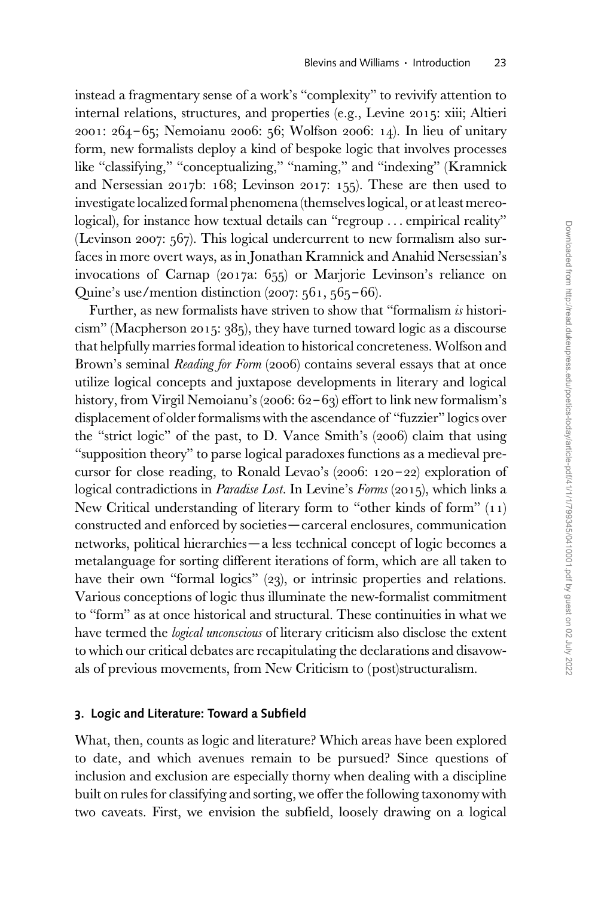instead a fragmentary sense of a work's "complexity" to revivify attention to internal relations, structures, and properties (e.g., Levine 2015: xiii; Altieri 2001: 264–65; Nemoianu 2006: 56; Wolfson 2006: 14). In lieu of unitary form, new formalists deploy a kind of bespoke logic that involves processes like "classifying," "conceptualizing," "naming," and "indexing" (Kramnick and Nersessian 2017b: 168; Levinson 2017: 155). These are then used to investigate localized formal phenomena (themselves logical, or at least mereological), for instance how textual details can "regroup . . . empirical reality" (Levinson 2007: 567). This logical undercurrent to new formalism also surfaces in more overt ways, as in Jonathan Kramnick and Anahid Nersessian's invocations of Carnap (2017a: 655) or Marjorie Levinson's reliance on Quine's use/mention distinction (2007: 561, 565–66).

Further, as new formalists have striven to show that "formalism *is* historicism" (Macpherson 2015: 385), they have turned toward logic as a discourse that helpfully marries formal ideation to historical concreteness. Wolfson and Brown's seminal *Reading for Form* (2006) contains several essays that at once utilize logical concepts and juxtapose developments in literary and logical history, from Virgil Nemoianu's (2006: 62–63) effort to link new formalism's displacement of older formalisms with the ascendance of "fuzzier" logics over the "strict logic" of the past, to D. Vance Smith's (2006) claim that using "supposition theory" to parse logical paradoxes functions as a medieval precursor for close reading, to Ronald Levao's (2006: 120–22) exploration of logical contradictions in *Paradise Lost*. In Levine's *Forms* (2015), which links a New Critical understanding of literary form to "other kinds of form" (11) constructed and enforced by societies—carceral enclosures, communication networks, political hierarchies—a less technical concept of logic becomes a metalanguage for sorting different iterations of form, which are all taken to have their own "formal logics" (23), or intrinsic properties and relations. Various conceptions of logic thus illuminate the new-formalist commitment to "form" as at once historical and structural. These continuities in what we have termed the *logical unconscious* of literary criticism also disclose the extent to which our critical debates are recapitulating the declarations and disavowals of previous movements, from New Criticism to (post)structuralism.

## 3. Logic and Literature: Toward a Subfield

What, then, counts as logic and literature? Which areas have been explored to date, and which avenues remain to be pursued? Since questions of inclusion and exclusion are especially thorny when dealing with a discipline built on rules for classifying and sorting, we offer the following taxonomy with two caveats. First, we envision the subfield, loosely drawing on a logical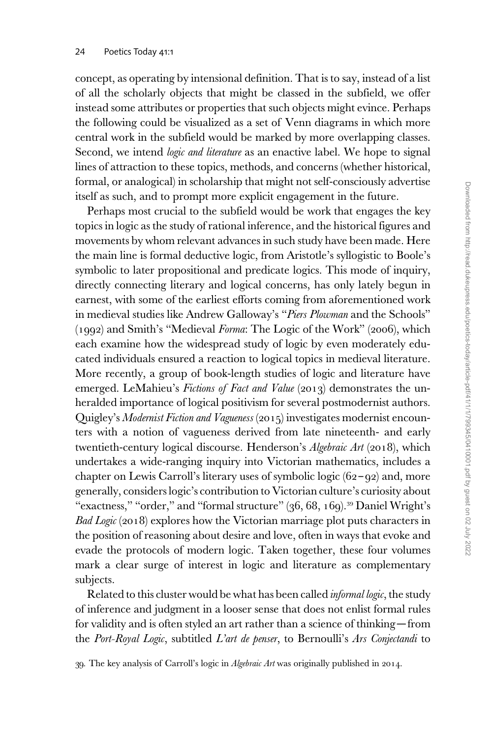concept, as operating by intensional definition. That is to say, instead of a list of all the scholarly objects that might be classed in the subfield, we offer instead some attributes or properties that such objects might evince. Perhaps the following could be visualized as a set of Venn diagrams in which more central work in the subfield would be marked by more overlapping classes. Second, we intend *logic and literature* as an enactive label. We hope to signal lines of attraction to these topics, methods, and concerns (whether historical, formal, or analogical) in scholarship that might not self-consciously advertise itself as such, and to prompt more explicit engagement in the future.

Perhaps most crucial to the subfield would be work that engages the key topics in logic as the study of rational inference, and the historical figures and movements by whom relevant advances in such study have been made. Here the main line is formal deductive logic, from Aristotle's syllogistic to Boole's symbolic to later propositional and predicate logics. This mode of inquiry, directly connecting literary and logical concerns, has only lately begun in earnest, with some of the earliest efforts coming from aforementioned work in medieval studies like Andrew Galloway's "*Piers Plowman* and the Schools" (1992) and Smith's "Medieval *Forma*: The Logic of the Work" (2006), which each examine how the widespread study of logic by even moderately educated individuals ensured a reaction to logical topics in medieval literature. More recently, a group of book-length studies of logic and literature have emerged. LeMahieu's *Fictions of Fact and Value* (2013) demonstrates the unheralded importance of logical positivism for several postmodernist authors. Quigley's *Modernist Fiction and Vagueness* (2015) investigates modernist encounters with a notion of vagueness derived from late nineteenth- and early twentieth-century logical discourse. Henderson's *Algebraic Art* (2018), which undertakes a wide-ranging inquiry into Victorian mathematics, includes a chapter on Lewis Carroll's literary uses of symbolic logic (62–92) and, more generally, considers logic's contribution to Victorian culture's curiosity about "exactness," "order," and "formal structure" (36, 68, 169).[39] Daniel Wright's *Bad Logic* (2018) explores how the Victorian marriage plot puts characters in the position of reasoning about desire and love, often in ways that evoke and evade the protocols of modern logic. Taken together, these four volumes mark a clear surge of interest in logic and literature as complementary subjects.

Related to this cluster would be what has been called *informal logic*, the study of inference and judgment in a looser sense that does not enlist formal rules for validity and is often styled an art rather than a science of thinking—from the *Port-Royal Logic*, subtitled *L'art de penser*, to Bernoulli's *Ars Conjectandi* to

39. The key analysis of Carroll's logic in *Algebraic Art* was originally published in 2014.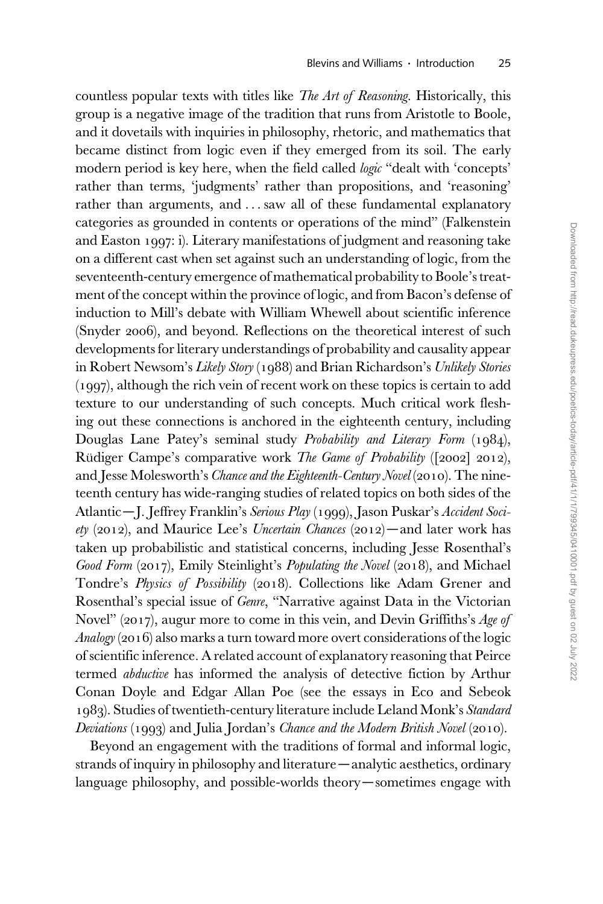countless popular texts with titles like *The Art of Reasoning*. Historically, this group is a negative image of the tradition that runs from Aristotle to Boole, and it dovetails with inquiries in philosophy, rhetoric, and mathematics that became distinct from logic even if they emerged from its soil. The early modern period is key here, when the field called *logic* "dealt with 'concepts' rather than terms, 'judgments' rather than propositions, and 'reasoning' rather than arguments, and . . . saw all of these fundamental explanatory categories as grounded in contents or operations of the mind" (Falkenstein and Easton 1997: i). Literary manifestations of judgment and reasoning take on a different cast when set against such an understanding of logic, from the seventeenth-century emergence of mathematical probability to Boole's treatment of the concept within the province of logic, and from Bacon's defense of induction to Mill's debate with William Whewell about scientific inference (Snyder 2006), and beyond. Reflections on the theoretical interest of such developments for literary understandings of probability and causality appear in Robert Newsom's *Likely Story* (1988) and Brian Richardson's *Unlikely Stories* (1997), although the rich vein of recent work on these topics is certain to add texture to our understanding of such concepts. Much critical work fleshing out these connections is anchored in the eighteenth century, including Douglas Lane Patey's seminal study *Probability and Literary Form* (1984), Rüdiger Campe's comparative work *The Game of Probability* ([2002] 2012), and Jesse Molesworth's *Chance and the Eighteenth-Century Novel* (2010). The nineteenth century has wide-ranging studies of related topics on both sides of the Atlantic—J. Jeffrey Franklin's *Serious Play* (1999), Jason Puskar's *Accident Society* (2012), and Maurice Lee's *Uncertain Chances* (2012)—and later work has taken up probabilistic and statistical concerns, including Jesse Rosenthal's *Good Form* (2017), Emily Steinlight's *Populating the Novel* (2018), and Michael Tondre's *Physics of Possibility* (2018). Collections like Adam Grener and Rosenthal's special issue of *Genre*, "Narrative against Data in the Victorian Novel" (2017), augur more to come in this vein, and Devin Griffiths's *Age of Analogy* (2016) also marks a turn toward more overt considerations of the logic of scientific inference. A related account of explanatory reasoning that Peirce termed *abductive* has informed the analysis of detective fiction by Arthur Conan Doyle and Edgar Allan Poe (see the essays in Eco and Sebeok 1983). Studies of twentieth-century literature include Leland Monk's *Standard Deviations* (1993) and Julia Jordan's *Chance and the Modern British Novel* (2010).

Beyond an engagement with the traditions of formal and informal logic, strands of inquiry in philosophy and literature—analytic aesthetics, ordinary language philosophy, and possible-worlds theory—sometimes engage with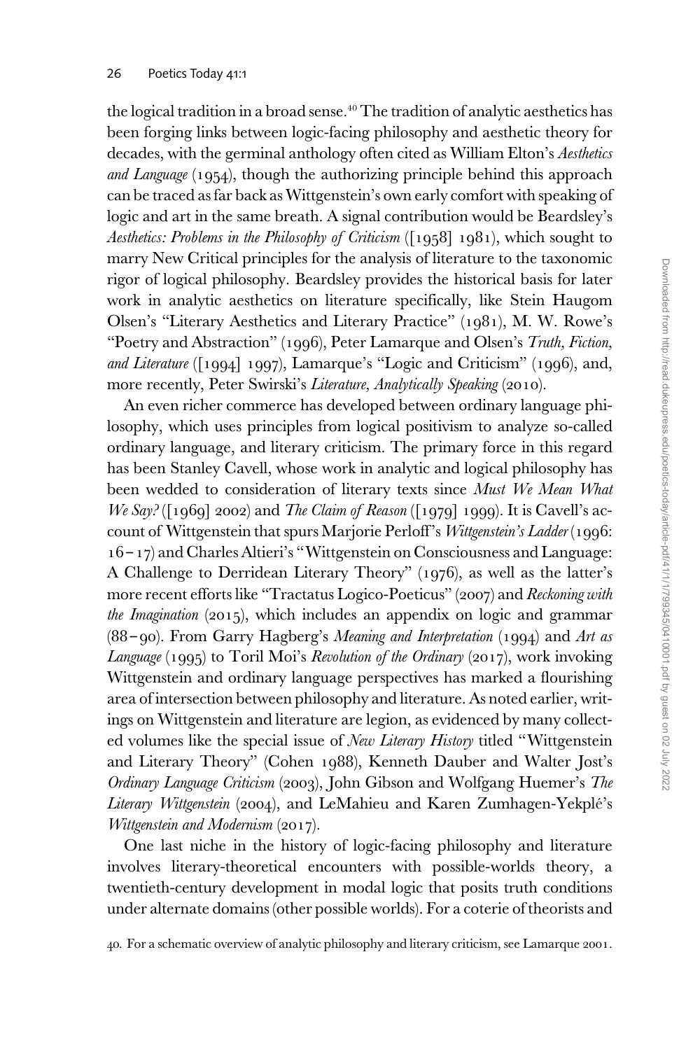the logical tradition in a broad sense.[40] The tradition of analytic aesthetics has been forging links between logic-facing philosophy and aesthetic theory for decades, with the germinal anthology often cited as William Elton's *Aesthetics and Language* (1954), though the authorizing principle behind this approach can be traced as far back as Wittgenstein's own early comfort with speaking of logic and art in the same breath. A signal contribution would be Beardsley's *Aesthetics: Problems in the Philosophy of Criticism* ([1958] 1981), which sought to marry New Critical principles for the analysis of literature to the taxonomic rigor of logical philosophy. Beardsley provides the historical basis for later work in analytic aesthetics on literature specifically, like Stein Haugom Olsen's "Literary Aesthetics and Literary Practice" (1981), M. W. Rowe's "Poetry and Abstraction" (1996), Peter Lamarque and Olsen's *Truth, Fiction, and Literature* ([1994] 1997), Lamarque's "Logic and Criticism" (1996), and, more recently, Peter Swirski's *Literature, Analytically Speaking* (2010).

An even richer commerce has developed between ordinary language philosophy, which uses principles from logical positivism to analyze so-called ordinary language, and literary criticism. The primary force in this regard has been Stanley Cavell, whose work in analytic and logical philosophy has been wedded to consideration of literary texts since *Must We Mean What We Say?* ([1969] 2002) and *The Claim of Reason* ([1979] 1999). It is Cavell's account of Wittgenstein that spurs Marjorie Perloff's *Wittgenstein's Ladder* (1996: 16–17) and Charles Altieri's "Wittgenstein on Consciousness and Language: A Challenge to Derridean Literary Theory" (1976), as well as the latter's more recent efforts like "Tractatus Logico-Poeticus" (2007) and *Reckoning with the Imagination* (2015), which includes an appendix on logic and grammar (88–90). From Garry Hagberg's *Meaning and Interpretation* (1994) and *Art as Language* (1995) to Toril Moi's *Revolution of the Ordinary* (2017), work invoking Wittgenstein and ordinary language perspectives has marked a flourishing area of intersection between philosophy and literature. As noted earlier, writings on Wittgenstein and literature are legion, as evidenced by many collected volumes like the special issue of *New Literary History* titled "Wittgenstein and Literary Theory" (Cohen 1988), Kenneth Dauber and Walter Jost's *Ordinary Language Criticism* (2003), John Gibson and Wolfgang Huemer's *The Literary Wittgenstein* (2004), and LeMahieu and Karen Zumhagen-Yekplé's *Wittgenstein and Modernism* (2017).

One last niche in the history of logic-facing philosophy and literature involves literary-theoretical encounters with possible-worlds theory, a twentieth-century development in modal logic that posits truth conditions under alternate domains (other possible worlds). For a coterie of theorists and

40. For a schematic overview of analytic philosophy and literary criticism, see Lamarque 2001.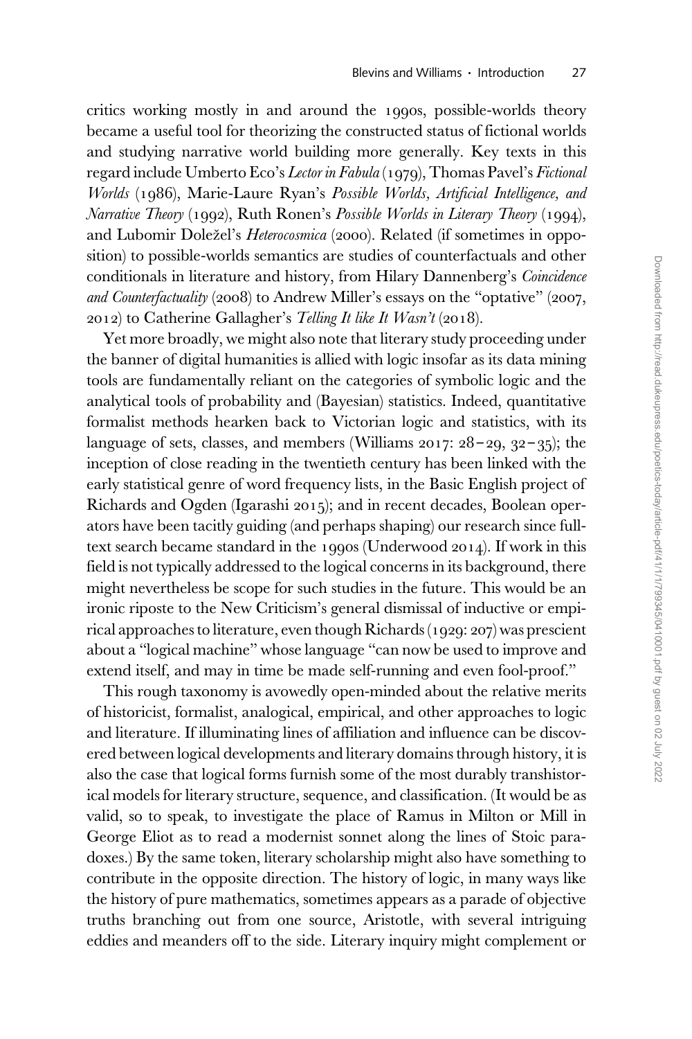critics working mostly in and around the 1990s, possible-worlds theory became a useful tool for theorizing the constructed status of fictional worlds and studying narrative world building more generally. Key texts in this regard include Umberto Eco's *Lector in Fabula* (1979), Thomas Pavel's *Fictional Worlds* (1986), Marie-Laure Ryan's *Possible Worlds, Artificial Intelligence, and Narrative Theory* (1992), Ruth Ronen's *Possible Worlds in Literary Theory* (1994), and Lubomir Doležel's *Heterocosmica* (2000). Related (if sometimes in opposition) to possible-worlds semantics are studies of counterfactuals and other conditionals in literature and history, from Hilary Dannenberg's *Coincidence and Counterfactuality* (2008) to Andrew Miller's essays on the "optative" (2007, 2012) to Catherine Gallagher's *Telling It like It Wasn't* (2018).

Yet more broadly, we might also note that literary study proceeding under the banner of digital humanities is allied with logic insofar as its data mining tools are fundamentally reliant on the categories of symbolic logic and the analytical tools of probability and (Bayesian) statistics. Indeed, quantitative formalist methods hearken back to Victorian logic and statistics, with its language of sets, classes, and members (Williams 2017: 28–29, 32–35); the inception of close reading in the twentieth century has been linked with the early statistical genre of word frequency lists, in the Basic English project of Richards and Ogden (Igarashi 2015); and in recent decades, Boolean operators have been tacitly guiding (and perhaps shaping) our research since full-text search became standard in the 1990s (Underwood 2014). If work in this field is not typically addressed to the logical concerns in its background, there might nevertheless be scope for such studies in the future. This would be an ironic riposte to the New Criticism's general dismissal of inductive or empirical approaches to literature, even though Richards (1929: 207) was prescient about a "logical machine" whose language "can now be used to improve and extend itself, and may in time be made self-running and even fool-proof."

This rough taxonomy is avowedly open-minded about the relative merits of historicist, formalist, analogical, empirical, and other approaches to logic and literature. If illuminating lines of affiliation and influence can be discovered between logical developments and literary domains through history, it is also the case that logical forms furnish some of the most durably transhistorical models for literary structure, sequence, and classification. (It would be as valid, so to speak, to investigate the place of Ramus in Milton or Mill in George Eliot as to read a modernist sonnet along the lines of Stoic paradoxes.) By the same token, literary scholarship might also have something to contribute in the opposite direction. The history of logic, in many ways like the history of pure mathematics, sometimes appears as a parade of objective truths branching out from one source, Aristotle, with several intriguing eddies and meanders off to the side. Literary inquiry might complement or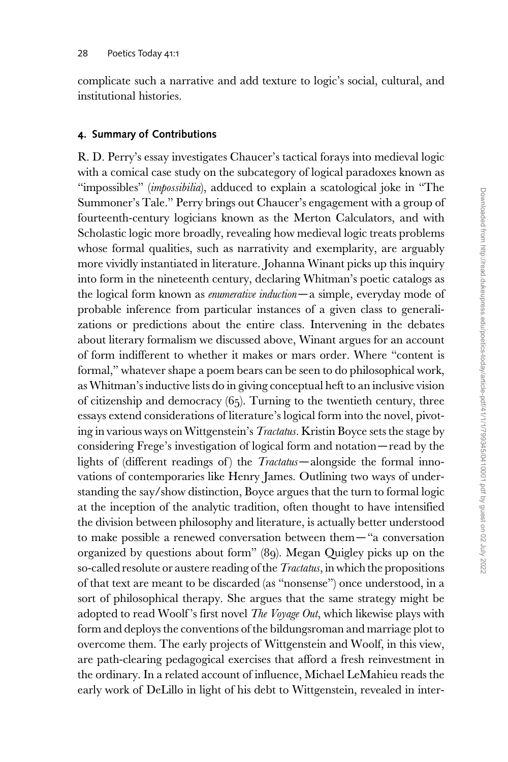complicate such a narrative and add texture to logic's social, cultural, and institutional histories.

## 4. Summary of Contributions

R. D. Perry's essay investigates Chaucer's tactical forays into medieval logic with a comical case study on the subcategory of logical paradoxes known as "impossibles" (*impossibilia*), adduced to explain a scatological joke in "The Summoner's Tale." Perry brings out Chaucer's engagement with a group of fourteenth-century logicians known as the Merton Calculators, and with Scholastic logic more broadly, revealing how medieval logic treats problems whose formal qualities, such as narrativity and exemplarity, are arguably more vividly instantiated in literature. Johanna Winant picks up this inquiry into form in the nineteenth century, declaring Whitman's poetic catalogs as the logical form known as *enumerative induction*—a simple, everyday mode of probable inference from particular instances of a given class to generalizations or predictions about the entire class. Intervening in the debates about literary formalism we discussed above, Winant argues for an account of form indifferent to whether it makes or mars order. Where "content is formal," whatever shape a poem bears can be seen to do philosophical work, as Whitman's inductive lists do in giving conceptual heft to an inclusive vision of citizenship and democracy (65). Turning to the twentieth century, three essays extend considerations of literature's logical form into the novel, pivoting in various ways on Wittgenstein's *Tractatus*. Kristin Boyce sets the stage by considering Frege's investigation of logical form and notation—read by the lights of (different readings of) the *Tractatus*—alongside the formal innovations of contemporaries like Henry James. Outlining two ways of understanding the say/show distinction, Boyce argues that the turn to formal logic at the inception of the analytic tradition, often thought to have intensified the division between philosophy and literature, is actually better understood to make possible a renewed conversation between them—"a conversation organized by questions about form" (89). Megan Quigley picks up on the so-called resolute or austere reading of the *Tractatus*, in which the propositions of that text are meant to be discarded (as "nonsense") once understood, in a sort of philosophical therapy. She argues that the same strategy might be adopted to read Woolf's first novel *The Voyage Out*, which likewise plays with form and deploys the conventions of the bildungsroman and marriage plot to overcome them. The early projects of Wittgenstein and Woolf, in this view, are path-clearing pedagogical exercises that afford a fresh reinvestment in the ordinary. In a related account of influence, Michael LeMahieu reads the early work of DeLillo in light of his debt to Wittgenstein, revealed in inter-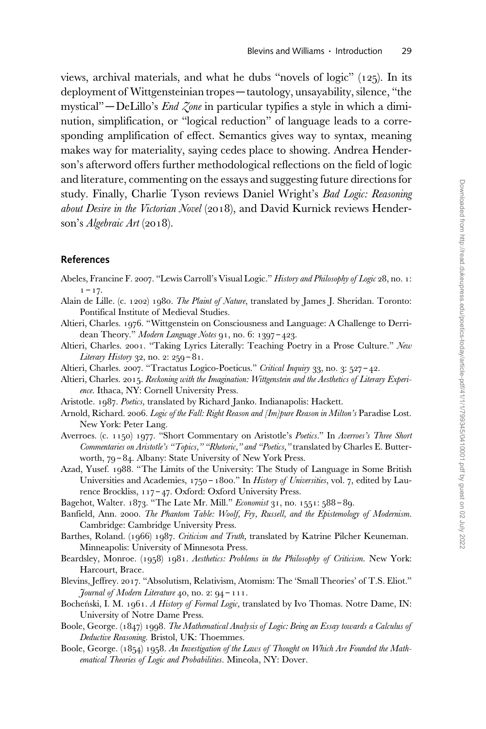views, archival materials, and what he dubs "novels of logic" (125). In its deployment of Wittgensteinian tropes—tautology, unsayability, silence, "the mystical"—DeLillo's *End Zone* in particular typifies a style in which a diminution, simplification, or "logical reduction" of language leads to a corresponding amplification of effect. Semantics gives way to syntax, meaning makes way for materiality, saying cedes place to showing. Andrea Henderson's afterword offers further methodological reflections on the field of logic and literature, commenting on the essays and suggesting future directions for study. Finally, Charlie Tyson reviews Daniel Wright's *Bad Logic: Reasoning about Desire in the Victorian Novel* (2018), and David Kurnick reviews Henderson's *Algebraic Art* (2018).

## References

Abeles, Francine F. 2007. "Lewis Carroll's Visual Logic." *History and Philosophy of Logic* 28, no. 1: 1–17.

Alain de Lille. (c. 1202) 1980. *The Plaint of Nature*, translated by James J. Sheridan. Toronto: Pontifical Institute of Medieval Studies.

Altieri, Charles. 1976. "Wittgenstein on Consciousness and Language: A Challenge to Derridean Theory." *Modern Language Notes* 91, no. 6: 1397–423.

Altieri, Charles. 2001. "Taking Lyrics Literally: Teaching Poetry in a Prose Culture." *New Literary History* 32, no. 2: 259–81.

Altieri, Charles. 2007. "Tractatus Logico-Poeticus." *Critical Inquiry* 33, no. 3: 527–42.

Altieri, Charles. 2015. *Reckoning with the Imagination: Wittgenstein and the Aesthetics of Literary Experience*. Ithaca, NY: Cornell University Press.

Aristotle. 1987. *Poetics*, translated by Richard Janko. Indianapolis: Hackett.

Arnold, Richard. 2006. *Logic of the Fall: Right Reason and [Im]pure Reason in Milton's* Paradise Lost. New York: Peter Lang.

Averroes. (c. 1150) 1977. "Short Commentary on Aristotle's *Poetics*." In *Averroes's Three Short Commentaries on Aristotle's "Topics," "Rhetoric," and "Poetics,"* translated by Charles E. Butterworth, 79–84. Albany: State University of New York Press.

Azad, Yusef. 1988. "The Limits of the University: The Study of Language in Some British Universities and Academies, 1750–1800." In *History of Universities*, vol. 7, edited by Laurence Brockliss, 117–47. Oxford: Oxford University Press.

Bagehot, Walter. 1873. "The Late Mr. Mill." *Economist* 31, no. 1551: 588–89.

Banfield, Ann. 2000. *The Phantom Table: Woolf, Fry, Russell, and the Epistemology of Modernism.* Cambridge: Cambridge University Press.

Barthes, Roland. (1966) 1987. *Criticism and Truth*, translated by Katrine Pilcher Keuneman. Minneapolis: University of Minnesota Press.

Beardsley, Monroe. (1958) 1981. *Aesthetics: Problems in the Philosophy of Criticism.* New York: Harcourt, Brace.

Blevins, Jeffrey. 2017. "Absolutism, Relativism, Atomism: The 'Small Theories' of T.S. Eliot." *Journal of Modern Literature* 40, no. 2: 94–111.

Bocheński, I. M. 1961. *A History of Formal Logic*, translated by Ivo Thomas. Notre Dame, IN: University of Notre Dame Press.

Boole, George. (1847) 1998. *The Mathematical Analysis of Logic: Being an Essay towards a Calculus of Deductive Reasoning.* Bristol, UK: Thoemmes.

Boole, George. (1854) 1958. *An Investigation of the Laws of Thought on Which Are Founded the Mathematical Theories of Logic and Probabilities*. Mineola, NY: Dover.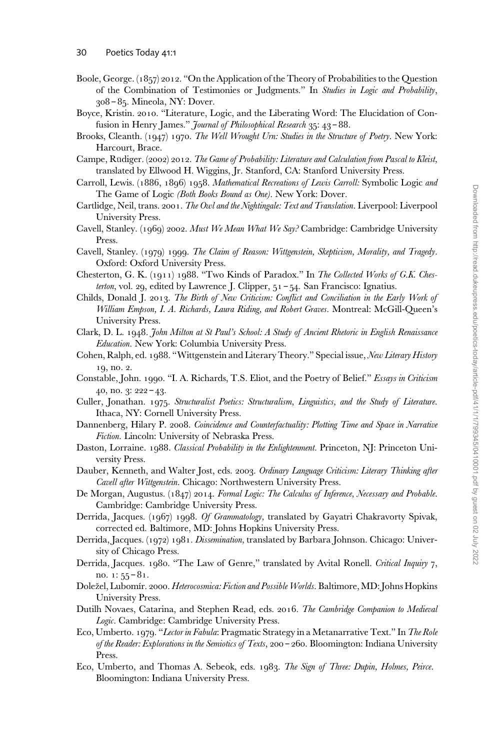Boole, George. (1857) 2012. "On the Application of the Theory of Probabilities to the Question of the Combination of Testimonies or Judgments." In *Studies in Logic and Probability*, 308 – 85. Mineola, NY: Dover.

Boyce, Kristin. 2010. "Literature, Logic, and the Liberating Word: The Elucidation of Confusion in Henry James." *Journal of Philosophical Research* 35: 43 – 88.

Brooks, Cleanth. (1947) 1970. *The Well Wrought Urn: Studies in the Structure of Poetry*. New York: Harcourt, Brace.

Campe, Rüdiger. (2002) 2012. *The Game of Probability: Literature and Calculation from Pascal to Kleist*, translated by Ellwood H. Wiggins, Jr. Stanford, CA: Stanford University Press.

Carroll, Lewis. (1886, 1896) 1958. *Mathematical Recreations of Lewis Carroll:* Symbolic Logic *and* The Game of Logic *(Both Books Bound as One)*. New York: Dover.

Cartlidge, Neil, trans. 2001. *The Owl and the Nightingale: Text and Translation*. Liverpool: Liverpool University Press.

Cavell, Stanley. (1969) 2002. *Must We Mean What We Say?* Cambridge: Cambridge University Press.

Cavell, Stanley. (1979) 1999. *The Claim of Reason: Wittgenstein, Skepticism, Morality, and Tragedy*. Oxford: Oxford University Press.

Chesterton, G. K. (1911) 1988. "Two Kinds of Paradox." In *The Collected Works of G.K. Chesterton*, vol. 29, edited by Lawrence J. Clipper, 51 – 54. San Francisco: Ignatius.

Childs, Donald J. 2013. *The Birth of New Criticism: Conflict and Conciliation in the Early Work of William Empson, I. A. Richards, Laura Riding, and Robert Graves*. Montreal: McGill-Queen's University Press.

Clark, D. L. 1948. *John Milton at St Paul's School: A Study of Ancient Rhetoric in English Renaissance Education*. New York: Columbia University Press.

Cohen, Ralph, ed. 1988. "Wittgenstein and Literary Theory." Special issue, *New Literary History* 19, no. 2.

Constable, John. 1990. "I. A. Richards, T.S. Eliot, and the Poetry of Belief." *Essays in Criticism* 40, no. 3: 222 – 43.

Culler, Jonathan. 1975. *Structuralist Poetics: Structuralism, Linguistics, and the Study of Literature*. Ithaca, NY: Cornell University Press.

Dannenberg, Hilary P. 2008. *Coincidence and Counterfactuality: Plotting Time and Space in Narrative Fiction*. Lincoln: University of Nebraska Press.

Daston, Lorraine. 1988. *Classical Probability in the Enlightenment*. Princeton, NJ: Princeton University Press.

Dauber, Kenneth, and Walter Jost, eds. 2003. *Ordinary Language Criticism: Literary Thinking after Cavell after Wittgenstein*. Chicago: Northwestern University Press.

De Morgan, Augustus. (1847) 2014. *Formal Logic: The Calculus of Inference, Necessary and Probable*. Cambridge: Cambridge University Press.

Derrida, Jacques. (1967) 1998. *Of Grammatology*, translated by Gayatri Chakravorty Spivak, corrected ed. Baltimore, MD: Johns Hopkins University Press.

Derrida, Jacques. (1972) 1981. *Dissemination*, translated by Barbara Johnson. Chicago: University of Chicago Press.

Derrida, Jacques. 1980. "The Law of Genre," translated by Avital Ronell. *Critical Inquiry* 7, no. 1: 55 – 81.

Doležel, Lubomír. 2000. *Heterocosmica: Fiction and Possible Worlds*. Baltimore, MD: Johns Hopkins University Press.

Dutilh Novaes, Catarina, and Stephen Read, eds. 2016. *The Cambridge Companion to Medieval Logic*. Cambridge: Cambridge University Press.

Eco, Umberto. 1979. "*Lector in Fabula*: Pragmatic Strategy in a Metanarrative Text." In *The Role of the Reader: Explorations in the Semiotics of Texts*, 200 – 260. Bloomington: Indiana University Press.

Eco, Umberto, and Thomas A. Sebeok, eds. 1983. *The Sign of Three: Dupin, Holmes, Peirce*. Bloomington: Indiana University Press.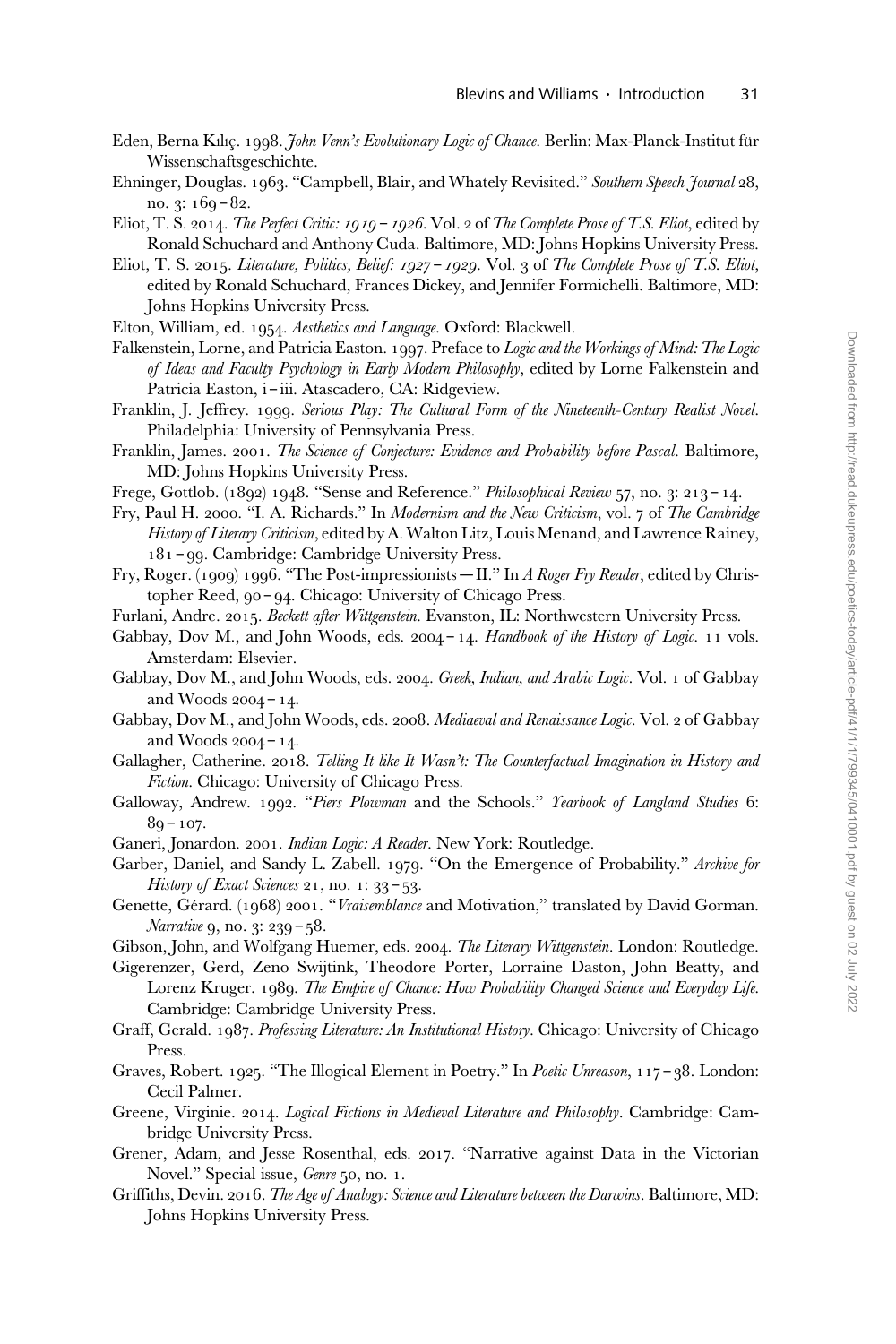Eden, Berna Kılıç. 1998. *John Venn's Evolutionary Logic of Chance*. Berlin: Max-Planck-Institut für Wissenschaftsgeschichte.

Ehninger, Douglas. 1963. "Campbell, Blair, and Whately Revisited." *Southern Speech Journal* 28, no. 3: 169–82.

Eliot, T. S. 2014. *The Perfect Critic: 1919–1926*. Vol. 2 of *The Complete Prose of T.S. Eliot*, edited by Ronald Schuchard and Anthony Cuda. Baltimore, MD: Johns Hopkins University Press.

Eliot, T. S. 2015. *Literature, Politics, Belief: 1927–1929*. Vol. 3 of *The Complete Prose of T.S. Eliot*, edited by Ronald Schuchard, Frances Dickey, and Jennifer Formichelli. Baltimore, MD: Johns Hopkins University Press.

Elton, William, ed. 1954. *Aesthetics and Language*. Oxford: Blackwell.

Falkenstein, Lorne, and Patricia Easton. 1997. Preface to *Logic and the Workings of Mind: The Logic of Ideas and Faculty Psychology in Early Modern Philosophy*, edited by Lorne Falkenstein and Patricia Easton, i–iii. Atascadero, CA: Ridgeview.

Franklin, J. Jeffrey. 1999. *Serious Play: The Cultural Form of the Nineteenth-Century Realist Novel*. Philadelphia: University of Pennsylvania Press.

Franklin, James. 2001. *The Science of Conjecture: Evidence and Probability before Pascal*. Baltimore, MD: Johns Hopkins University Press.

Frege, Gottlob. (1892) 1948. "Sense and Reference." *Philosophical Review* 57, no. 3: 213–14.

Fry, Paul H. 2000. "I. A. Richards." In *Modernism and the New Criticism*, vol. 7 of *The Cambridge History of Literary Criticism*, edited by A. Walton Litz, Louis Menand, and Lawrence Rainey, 181–99. Cambridge: Cambridge University Press.

Fry, Roger. (1909) 1996. "The Post-impressionists—II." In *A Roger Fry Reader*, edited by Christopher Reed, 90–94. Chicago: University of Chicago Press.

Furlani, Andre. 2015. *Beckett after Wittgenstein*. Evanston, IL: Northwestern University Press.

Gabbay, Dov M., and John Woods, eds. 2004–14. *Handbook of the History of Logic*. 11 vols. Amsterdam: Elsevier.

Gabbay, Dov M., and John Woods, eds. 2004. *Greek, Indian, and Arabic Logic*. Vol. 1 of Gabbay and Woods 2004–14.

Gabbay, Dov M., and John Woods, eds. 2008. *Mediaeval and Renaissance Logic*. Vol. 2 of Gabbay and Woods 2004–14.

Gallagher, Catherine. 2018. *Telling It like It Wasn't: The Counterfactual Imagination in History and Fiction*. Chicago: University of Chicago Press.

Galloway, Andrew. 1992. "*Piers Plowman* and the Schools." *Yearbook of Langland Studies* 6: 89–107.

Ganeri, Jonardon. 2001. *Indian Logic: A Reader*. New York: Routledge.

Garber, Daniel, and Sandy L. Zabell. 1979. "On the Emergence of Probability." *Archive for History of Exact Sciences* 21, no. 1: 33–53.

Genette, Gérard. (1968) 2001. "*Vraisemblance* and Motivation," translated by David Gorman. *Narrative* 9, no. 3: 239–58.

Gibson, John, and Wolfgang Huemer, eds. 2004. *The Literary Wittgenstein*. London: Routledge.

Gigerenzer, Gerd, Zeno Swijtink, Theodore Porter, Lorraine Daston, John Beatty, and Lorenz Kruger. 1989. *The Empire of Chance: How Probability Changed Science and Everyday Life*. Cambridge: Cambridge University Press.

Graff, Gerald. 1987. *Professing Literature: An Institutional History*. Chicago: University of Chicago Press.

Graves, Robert. 1925. "The Illogical Element in Poetry." In *Poetic Unreason*, 117–38. London: Cecil Palmer.

Greene, Virginie. 2014. *Logical Fictions in Medieval Literature and Philosophy*. Cambridge: Cambridge University Press.

Grener, Adam, and Jesse Rosenthal, eds. 2017. "Narrative against Data in the Victorian Novel." Special issue, *Genre* 50, no. 1.

Griffiths, Devin. 2016. *The Age of Analogy: Science and Literature between the Darwins*. Baltimore, MD: Johns Hopkins University Press.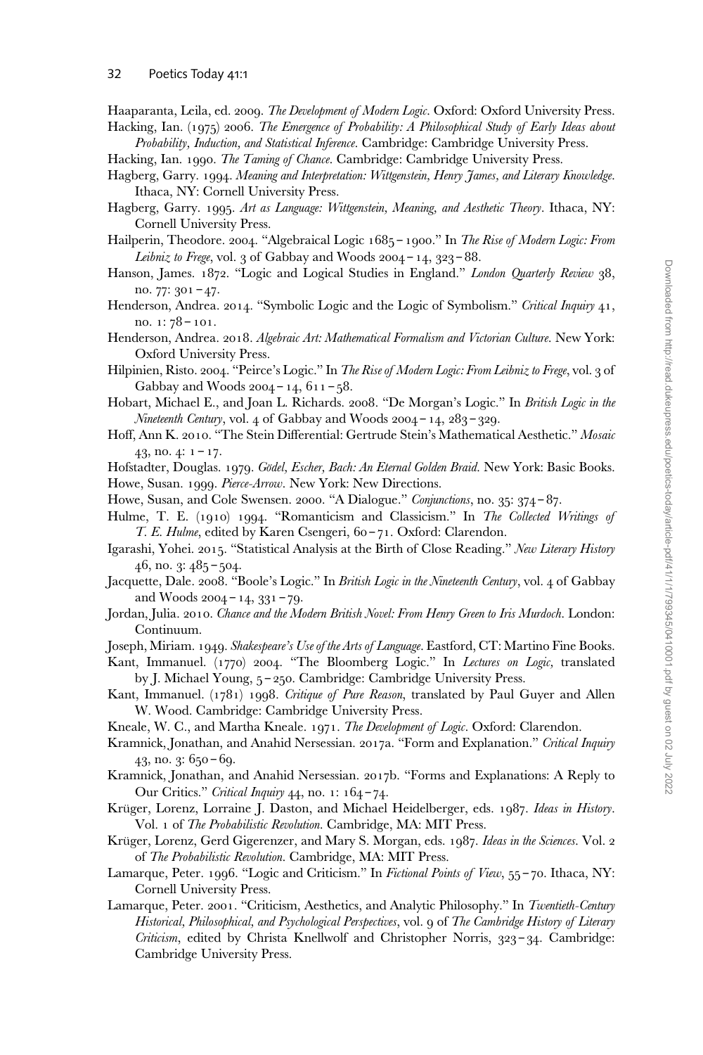Haaparanta, Leila, ed. 2009. *The Development of Modern Logic*. Oxford: Oxford University Press.

Hacking, Ian. (1975) 2006. *The Emergence of Probability: A Philosophical Study of Early Ideas about Probability, Induction, and Statistical Inference*. Cambridge: Cambridge University Press.

Hacking, Ian. 1990. *The Taming of Chance*. Cambridge: Cambridge University Press.

Hagberg, Garry. 1994. *Meaning and Interpretation: Wittgenstein, Henry James, and Literary Knowledge*. Ithaca, NY: Cornell University Press.

Hagberg, Garry. 1995. *Art as Language: Wittgenstein, Meaning, and Aesthetic Theory*. Ithaca, NY: Cornell University Press.

Hailperin, Theodore. 2004. "Algebraical Logic 1685–1900." In *The Rise of Modern Logic: From Leibniz to Frege*, vol. 3 of Gabbay and Woods 2004–14, 323–88.

Hanson, James. 1872. "Logic and Logical Studies in England." *London Quarterly Review* 38, no. 77: 301–47.

Henderson, Andrea. 2014. "Symbolic Logic and the Logic of Symbolism." *Critical Inquiry* 41, no. 1: 78–101.

Henderson, Andrea. 2018. *Algebraic Art: Mathematical Formalism and Victorian Culture*. New York: Oxford University Press.

Hilpinien, Risto. 2004. "Peirce's Logic." In *The Rise of Modern Logic: From Leibniz to Frege*, vol. 3 of Gabbay and Woods 2004–14, 611–58.

Hobart, Michael E., and Joan L. Richards. 2008. "De Morgan's Logic." In *British Logic in the Nineteenth Century*, vol. 4 of Gabbay and Woods 2004–14, 283–329.

Hoff, Ann K. 2010. "The Stein Differential: Gertrude Stein's Mathematical Aesthetic." *Mosaic* 43, no. 4: 1–17.

Hofstadter, Douglas. 1979. *Gödel, Escher, Bach: An Eternal Golden Braid*. New York: Basic Books.

Howe, Susan. 1999. *Pierce-Arrow*. New York: New Directions.

Howe, Susan, and Cole Swensen. 2000. "A Dialogue." *Conjunctions*, no. 35: 374–87.

Hulme, T. E. (1910) 1994. "Romanticism and Classicism." In *The Collected Writings of T. E. Hulme*, edited by Karen Csengeri, 60–71. Oxford: Clarendon.

Igarashi, Yohei. 2015. "Statistical Analysis at the Birth of Close Reading." *New Literary History* 46, no. 3: 485–504.

Jacquette, Dale. 2008. "Boole's Logic." In *British Logic in the Nineteenth Century*, vol. 4 of Gabbay and Woods 2004–14, 331–79.

Jordan, Julia. 2010. *Chance and the Modern British Novel: From Henry Green to Iris Murdoch*. London: Continuum.

Joseph, Miriam. 1949. *Shakespeare's Use of the Arts of Language*. Eastford, CT: Martino Fine Books.

Kant, Immanuel. (1770) 2004. "The Bloomberg Logic." In *Lectures on Logic*, translated by J. Michael Young, 5–250. Cambridge: Cambridge University Press.

Kant, Immanuel. (1781) 1998. *Critique of Pure Reason*, translated by Paul Guyer and Allen W. Wood. Cambridge: Cambridge University Press.

Kneale, W. C., and Martha Kneale. 1971. *The Development of Logic*. Oxford: Clarendon.

Kramnick, Jonathan, and Anahid Nersessian. 2017a. "Form and Explanation." *Critical Inquiry* 43, no. 3: 650–69.

Kramnick, Jonathan, and Anahid Nersessian. 2017b. "Forms and Explanations: A Reply to Our Critics." *Critical Inquiry* 44, no. 1: 164–74.

Krüger, Lorenz, Lorraine J. Daston, and Michael Heidelberger, eds. 1987. *Ideas in History*. Vol. 1 of *The Probabilistic Revolution*. Cambridge, MA: MIT Press.

Krüger, Lorenz, Gerd Gigerenzer, and Mary S. Morgan, eds. 1987. *Ideas in the Sciences*. Vol. 2 of *The Probabilistic Revolution*. Cambridge, MA: MIT Press.

Lamarque, Peter. 1996. "Logic and Criticism." In *Fictional Points of View*, 55–70. Ithaca, NY: Cornell University Press.

Lamarque, Peter. 2001. "Criticism, Aesthetics, and Analytic Philosophy." In *Twentieth-Century Historical, Philosophical, and Psychological Perspectives*, vol. 9 of *The Cambridge History of Literary Criticism*, edited by Christa Knellwolf and Christopher Norris, 323–34. Cambridge: Cambridge University Press.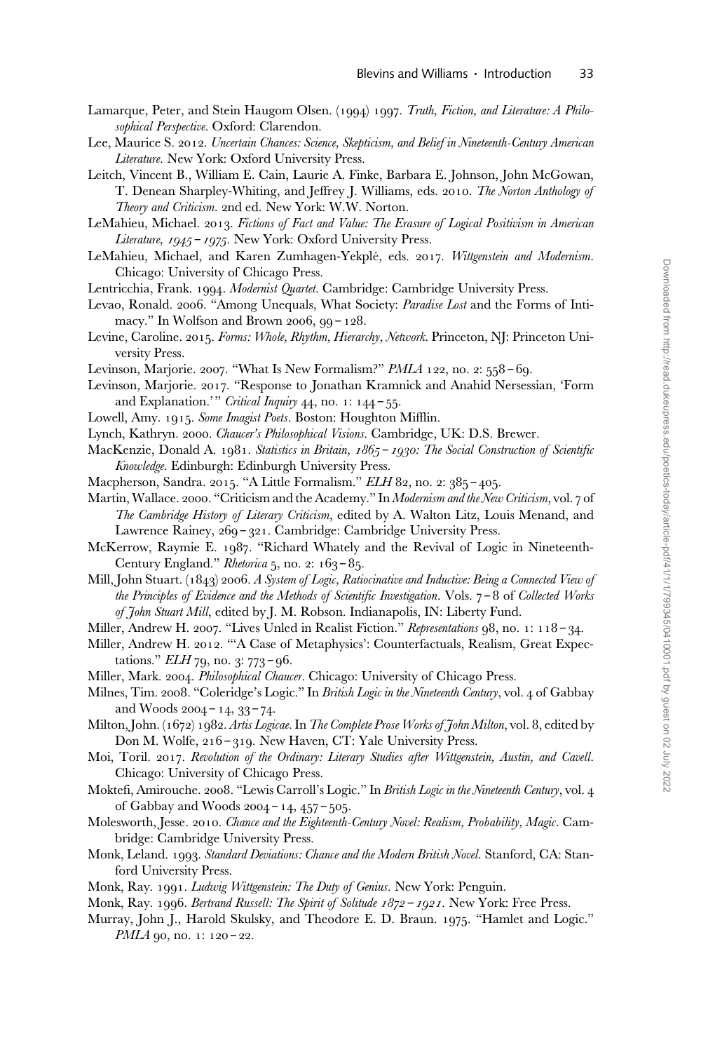Lamarque, Peter, and Stein Haugom Olsen. (1994) 1997. *Truth, Fiction, and Literature: A Philosophical Perspective*. Oxford: Clarendon.

Lee, Maurice S. 2012. *Uncertain Chances: Science, Skepticism, and Belief in Nineteenth-Century American Literature*. New York: Oxford University Press.

Leitch, Vincent B., William E. Cain, Laurie A. Finke, Barbara E. Johnson, John McGowan, T. Denean Sharpley-Whiting, and Jeffrey J. Williams, eds. 2010. *The Norton Anthology of Theory and Criticism*. 2nd ed. New York: W.W. Norton.

LeMahieu, Michael. 2013. *Fictions of Fact and Value: The Erasure of Logical Positivism in American Literature, 1945–1975*. New York: Oxford University Press.

LeMahieu, Michael, and Karen Zumhagen-Yekplé, eds. 2017. *Wittgenstein and Modernism*. Chicago: University of Chicago Press.

Lentricchia, Frank. 1994. *Modernist Quartet*. Cambridge: Cambridge University Press.

Levao, Ronald. 2006. "Among Unequals, What Society: *Paradise Lost* and the Forms of Intimacy." In Wolfson and Brown 2006, 99–128.

Levine, Caroline. 2015. *Forms: Whole, Rhythm, Hierarchy, Network*. Princeton, NJ: Princeton University Press.

Levinson, Marjorie. 2007. "What Is New Formalism?" *PMLA* 122, no. 2: 558–69.

Levinson, Marjorie. 2017. "Response to Jonathan Kramnick and Anahid Nersessian, 'Form and Explanation.'" *Critical Inquiry* 44, no. 1: 144–55.

Lowell, Amy. 1915. *Some Imagist Poets*. Boston: Houghton Mifflin.

Lynch, Kathryn. 2000. *Chaucer's Philosophical Visions*. Cambridge, UK: D.S. Brewer.

MacKenzie, Donald A. 1981. *Statistics in Britain, 1865–1930: The Social Construction of Scientific Knowledge*. Edinburgh: Edinburgh University Press.

Macpherson, Sandra. 2015. "A Little Formalism." *ELH* 82, no. 2: 385–405.

Martin, Wallace. 2000. "Criticism and the Academy." In *Modernism and the New Criticism*, vol. 7 of *The Cambridge History of Literary Criticism*, edited by A. Walton Litz, Louis Menand, and Lawrence Rainey, 269–321. Cambridge: Cambridge University Press.

McKerrow, Raymie E. 1987. "Richard Whately and the Revival of Logic in Nineteenth-Century England." *Rhetorica* 5, no. 2: 163–85.

Mill, John Stuart. (1843) 2006. *A System of Logic, Ratiocinative and Inductive: Being a Connected View of the Principles of Evidence and the Methods of Scientific Investigation*. Vols. 7–8 of *Collected Works of John Stuart Mill*, edited by J. M. Robson. Indianapolis, IN: Liberty Fund.

Miller, Andrew H. 2007. "Lives Unled in Realist Fiction." *Representations* 98, no. 1: 118–34.

Miller, Andrew H. 2012. "'A Case of Metaphysics': Counterfactuals, Realism, Great Expectations." *ELH* 79, no. 3: 773–96.

Miller, Mark. 2004. *Philosophical Chaucer*. Chicago: University of Chicago Press.

Milnes, Tim. 2008. "Coleridge's Logic." In *British Logic in the Nineteenth Century*, vol. 4 of Gabbay and Woods 2004–14, 33–74.

Milton, John. (1672) 1982. *Artis Logicae*. In *The Complete Prose Works of John Milton*, vol. 8, edited by Don M. Wolfe, 216–319. New Haven, CT: Yale University Press.

Moi, Toril. 2017. *Revolution of the Ordinary: Literary Studies after Wittgenstein, Austin, and Cavell*. Chicago: University of Chicago Press.

Moktefi, Amirouche. 2008. "Lewis Carroll's Logic." In *British Logic in the Nineteenth Century*, vol. 4 of Gabbay and Woods 2004–14, 457–505.

Molesworth, Jesse. 2010. *Chance and the Eighteenth-Century Novel: Realism, Probability, Magic*. Cambridge: Cambridge University Press.

Monk, Leland. 1993. *Standard Deviations: Chance and the Modern British Novel*. Stanford, CA: Stanford University Press.

Monk, Ray. 1991. *Ludwig Wittgenstein: The Duty of Genius*. New York: Penguin.

Monk, Ray. 1996. *Bertrand Russell: The Spirit of Solitude 1872–1921*. New York: Free Press.

Murray, John J., Harold Skulsky, and Theodore E. D. Braun. 1975. "Hamlet and Logic." *PMLA* 90, no. 1: 120–22.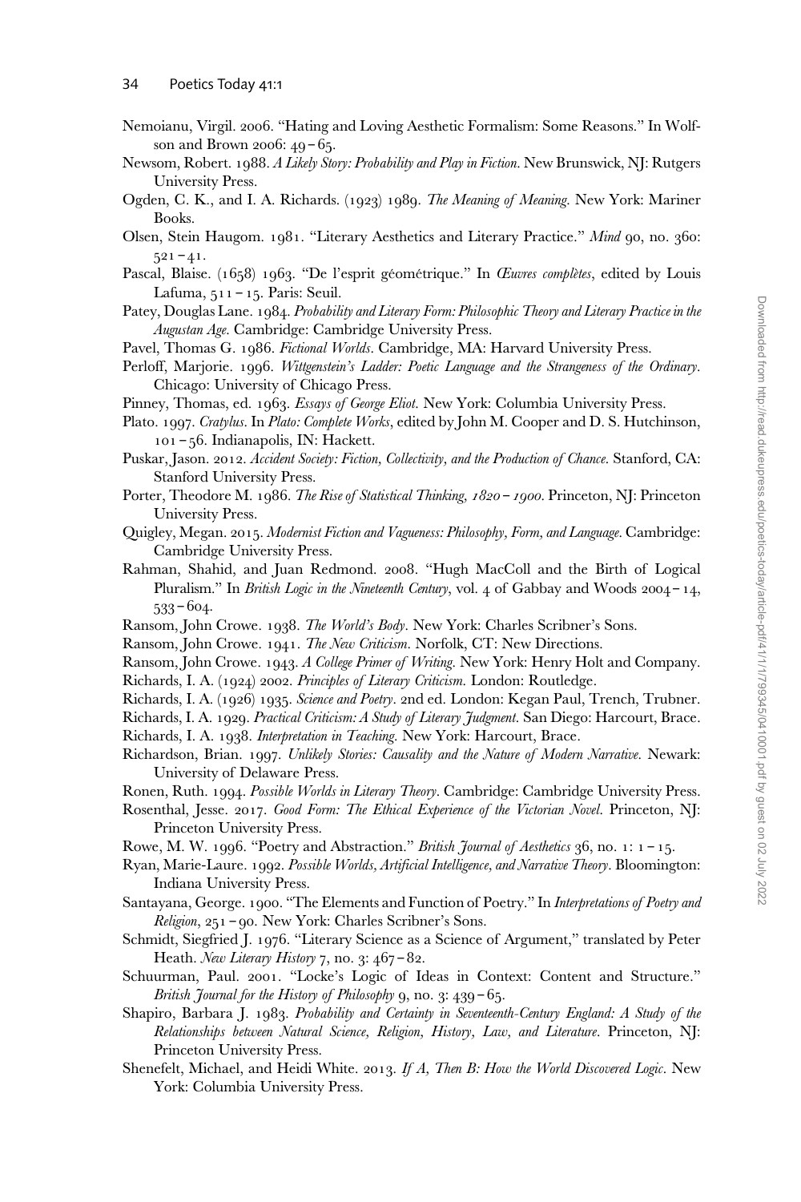Nemoianu, Virgil. 2006. "Hating and Loving Aesthetic Formalism: Some Reasons." In Wolfson and Brown 2006: 49–65.

Newsom, Robert. 1988. *A Likely Story: Probability and Play in Fiction*. New Brunswick, NJ: Rutgers University Press.

Ogden, C. K., and I. A. Richards. (1923) 1989. *The Meaning of Meaning*. New York: Mariner Books.

Olsen, Stein Haugom. 1981. "Literary Aesthetics and Literary Practice." *Mind* 90, no. 360: 521–41.

Pascal, Blaise. (1658) 1963. "De l'esprit géométrique." In *Œuvres complètes*, edited by Louis Lafuma, 511–15. Paris: Seuil.

Patey, Douglas Lane. 1984. *Probability and Literary Form: Philosophic Theory and Literary Practice in the Augustan Age*. Cambridge: Cambridge University Press.

Pavel, Thomas G. 1986. *Fictional Worlds*. Cambridge, MA: Harvard University Press.

Perloff, Marjorie. 1996. *Wittgenstein's Ladder: Poetic Language and the Strangeness of the Ordinary*. Chicago: University of Chicago Press.

Pinney, Thomas, ed. 1963. *Essays of George Eliot*. New York: Columbia University Press.

Plato. 1997. *Cratylus*. In *Plato: Complete Works*, edited by John M. Cooper and D. S. Hutchinson, 101–56. Indianapolis, IN: Hackett.

Puskar, Jason. 2012. *Accident Society: Fiction, Collectivity, and the Production of Chance*. Stanford, CA: Stanford University Press.

Porter, Theodore M. 1986. *The Rise of Statistical Thinking, 1820–1900*. Princeton, NJ: Princeton University Press.

Quigley, Megan. 2015. *Modernist Fiction and Vagueness: Philosophy, Form, and Language*. Cambridge: Cambridge University Press.

Rahman, Shahid, and Juan Redmond. 2008. "Hugh MacColl and the Birth of Logical Pluralism." In *British Logic in the Nineteenth Century*, vol. 4 of Gabbay and Woods 2004–14, 533–604.

Ransom, John Crowe. 1938. *The World's Body*. New York: Charles Scribner's Sons.

Ransom, John Crowe. 1941. *The New Criticism*. Norfolk, CT: New Directions.

Ransom, John Crowe. 1943. *A College Primer of Writing*. New York: Henry Holt and Company.

Richards, I. A. (1924) 2002. *Principles of Literary Criticism*. London: Routledge.

Richards, I. A. (1926) 1935. *Science and Poetry*. 2nd ed. London: Kegan Paul, Trench, Trubner.

Richards, I. A. 1929. *Practical Criticism: A Study of Literary Judgment*. San Diego: Harcourt, Brace.

Richards, I. A. 1938. *Interpretation in Teaching*. New York: Harcourt, Brace.

Richardson, Brian. 1997. *Unlikely Stories: Causality and the Nature of Modern Narrative*. Newark: University of Delaware Press.

Ronen, Ruth. 1994. *Possible Worlds in Literary Theory*. Cambridge: Cambridge University Press.

Rosenthal, Jesse. 2017. *Good Form: The Ethical Experience of the Victorian Novel*. Princeton, NJ: Princeton University Press.

Rowe, M. W. 1996. "Poetry and Abstraction." *British Journal of Aesthetics* 36, no. 1: 1–15.

Ryan, Marie-Laure. 1992. *Possible Worlds, Artificial Intelligence, and Narrative Theory*. Bloomington: Indiana University Press.

Santayana, George. 1900. "The Elements and Function of Poetry." In *Interpretations of Poetry and Religion*, 251–90. New York: Charles Scribner's Sons.

Schmidt, Siegfried J. 1976. "Literary Science as a Science of Argument," translated by Peter Heath. *New Literary History* 7, no. 3: 467–82.

Schuurman, Paul. 2001. "Locke's Logic of Ideas in Context: Content and Structure." *British Journal for the History of Philosophy* 9, no. 3: 439–65.

Shapiro, Barbara J. 1983. *Probability and Certainty in Seventeenth-Century England: A Study of the Relationships between Natural Science, Religion, History, Law, and Literature*. Princeton, NJ: Princeton University Press.

Shenefelt, Michael, and Heidi White. 2013. *If A, Then B: How the World Discovered Logic*. New York: Columbia University Press.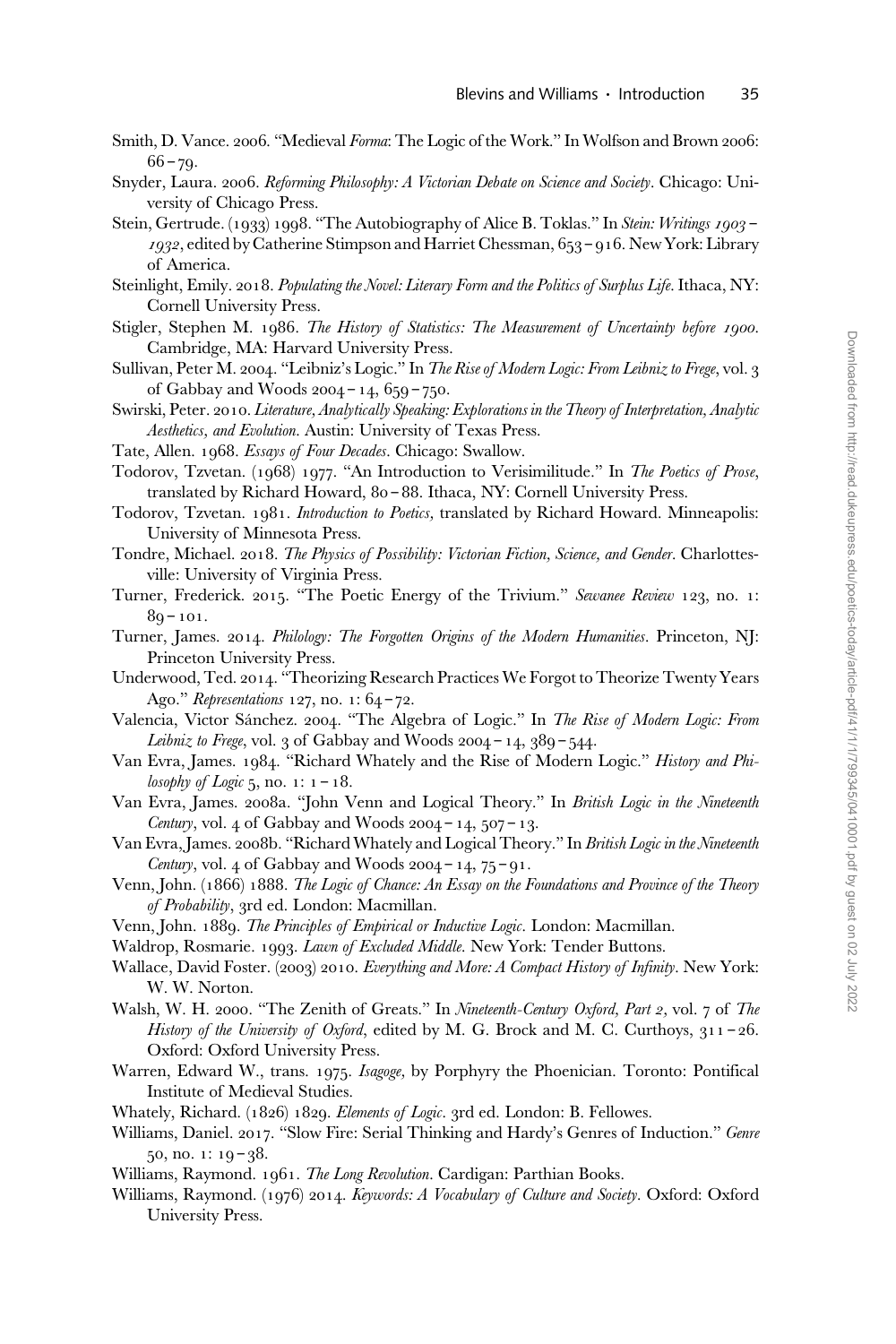Smith, D. Vance. 2006. "Medieval *Forma*: The Logic of the Work." In Wolfson and Brown 2006: 66–79.

Snyder, Laura. 2006. *Reforming Philosophy: A Victorian Debate on Science and Society*. Chicago: University of Chicago Press.

Stein, Gertrude. (1933) 1998. "The Autobiography of Alice B. Toklas." In *Stein: Writings 1903–1932*, edited by Catherine Stimpson and Harriet Chessman, 653–916. New York: Library of America.

Steinlight, Emily. 2018. *Populating the Novel: Literary Form and the Politics of Surplus Life*. Ithaca, NY: Cornell University Press.

Stigler, Stephen M. 1986. *The History of Statistics: The Measurement of Uncertainty before 1900*. Cambridge, MA: Harvard University Press.

Sullivan, Peter M. 2004. "Leibniz's Logic." In *The Rise of Modern Logic: From Leibniz to Frege*, vol. 3 of Gabbay and Woods 2004–14, 659–750.

Swirski, Peter. 2010. *Literature, Analytically Speaking: Explorations in the Theory of Interpretation, Analytic Aesthetics, and Evolution*. Austin: University of Texas Press.

Tate, Allen. 1968. *Essays of Four Decades*. Chicago: Swallow.

Todorov, Tzvetan. (1968) 1977. "An Introduction to Verisimilitude." In *The Poetics of Prose*, translated by Richard Howard, 80–88. Ithaca, NY: Cornell University Press.

Todorov, Tzvetan. 1981. *Introduction to Poetics*, translated by Richard Howard. Minneapolis: University of Minnesota Press.

Tondre, Michael. 2018. *The Physics of Possibility: Victorian Fiction, Science, and Gender*. Charlottesville: University of Virginia Press.

Turner, Frederick. 2015. "The Poetic Energy of the Trivium." *Sewanee Review* 123, no. 1: 89–101.

Turner, James. 2014. *Philology: The Forgotten Origins of the Modern Humanities*. Princeton, NJ: Princeton University Press.

Underwood, Ted. 2014. "Theorizing Research Practices We Forgot to Theorize Twenty Years Ago." *Representations* 127, no. 1: 64–72.

Valencia, Victor Sánchez. 2004. "The Algebra of Logic." In *The Rise of Modern Logic: From Leibniz to Frege*, vol. 3 of Gabbay and Woods 2004–14, 389–544.

Van Evra, James. 1984. "Richard Whately and the Rise of Modern Logic." *History and Philosophy of Logic* 5, no. 1: 1–18.

Van Evra, James. 2008a. "John Venn and Logical Theory." In *British Logic in the Nineteenth Century*, vol. 4 of Gabbay and Woods 2004–14, 507–13.

Van Evra, James. 2008b. "Richard Whately and Logical Theory." In *British Logic in the Nineteenth Century*, vol. 4 of Gabbay and Woods 2004–14, 75–91.

Venn, John. (1866) 1888. *The Logic of Chance: An Essay on the Foundations and Province of the Theory of Probability*, 3rd ed. London: Macmillan.

Venn, John. 1889. *The Principles of Empirical or Inductive Logic*. London: Macmillan.

Waldrop, Rosmarie. 1993. *Lawn of Excluded Middle*. New York: Tender Buttons.

Wallace, David Foster. (2003) 2010. *Everything and More: A Compact History of Infinity*. New York: W. W. Norton.

Walsh, W. H. 2000. "The Zenith of Greats." In *Nineteenth-Century Oxford, Part 2*, vol. 7 of *The History of the University of Oxford*, edited by M. G. Brock and M. C. Curthoys, 311–26. Oxford: Oxford University Press.

Warren, Edward W., trans. 1975. *Isagoge*, by Porphyry the Phoenician. Toronto: Pontifical Institute of Medieval Studies.

Whately, Richard. (1826) 1829. *Elements of Logic*. 3rd ed. London: B. Fellowes.

Williams, Daniel. 2017. "Slow Fire: Serial Thinking and Hardy's Genres of Induction." *Genre* 50, no. 1: 19–38.

Williams, Raymond. 1961. *The Long Revolution*. Cardigan: Parthian Books.

Williams, Raymond. (1976) 2014. *Keywords: A Vocabulary of Culture and Society*. Oxford: Oxford University Press.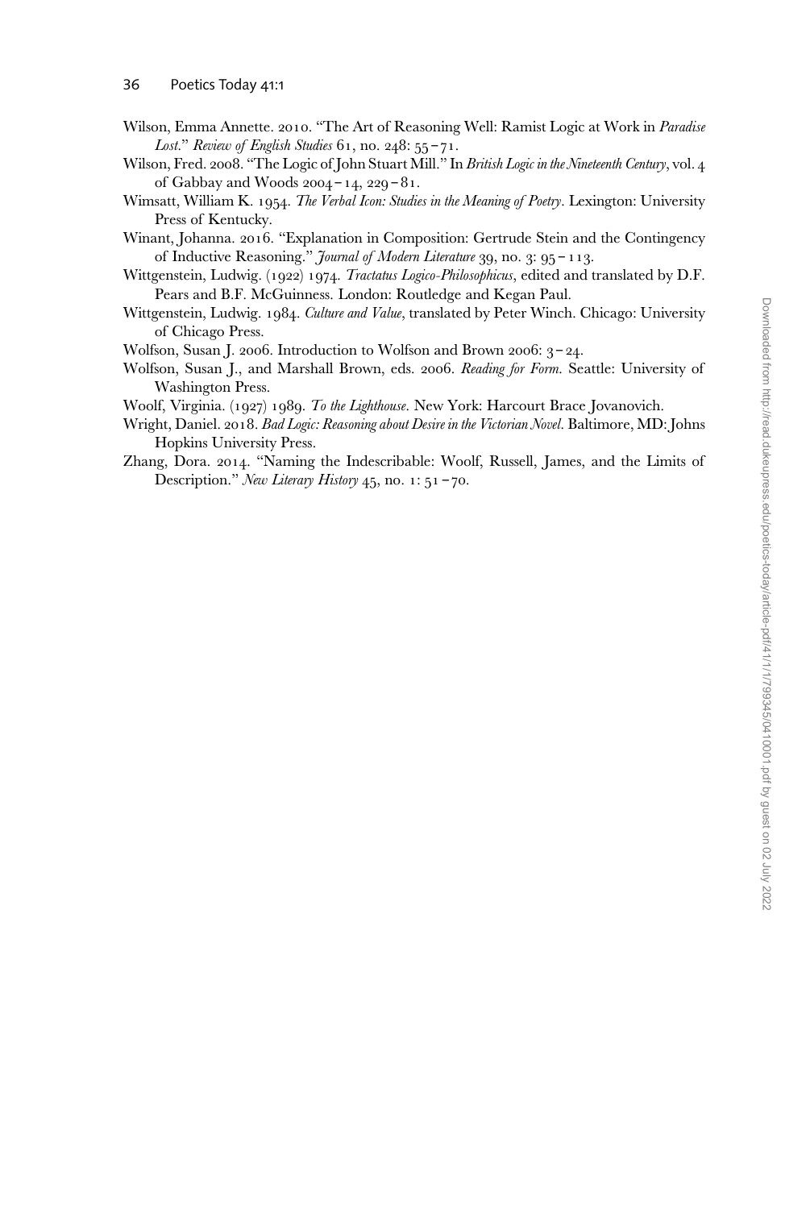Wilson, Emma Annette. 2010. "The Art of Reasoning Well: Ramist Logic at Work in *Paradise Lost*." *Review of English Studies* 61, no. 248: 55–71.

Wilson, Fred. 2008. "The Logic of John Stuart Mill." In *British Logic in the Nineteenth Century*, vol. 4 of Gabbay and Woods 2004–14, 229–81.

Wimsatt, William K. 1954. *The Verbal Icon: Studies in the Meaning of Poetry*. Lexington: University Press of Kentucky.

Winant, Johanna. 2016. "Explanation in Composition: Gertrude Stein and the Contingency of Inductive Reasoning." *Journal of Modern Literature* 39, no. 3: 95–113.

Wittgenstein, Ludwig. (1922) 1974. *Tractatus Logico-Philosophicus*, edited and translated by D.F. Pears and B.F. McGuinness. London: Routledge and Kegan Paul.

Wittgenstein, Ludwig. 1984. *Culture and Value*, translated by Peter Winch. Chicago: University of Chicago Press.

Wolfson, Susan J. 2006. Introduction to Wolfson and Brown 2006: 3–24.

Wolfson, Susan J., and Marshall Brown, eds. 2006. *Reading for Form*. Seattle: University of Washington Press.

Woolf, Virginia. (1927) 1989. *To the Lighthouse*. New York: Harcourt Brace Jovanovich.

Wright, Daniel. 2018. *Bad Logic: Reasoning about Desire in the Victorian Novel*. Baltimore, MD: Johns Hopkins University Press.

Zhang, Dora. 2014. "Naming the Indescribable: Woolf, Russell, James, and the Limits of Description." *New Literary History* 45, no. 1: 51–70.